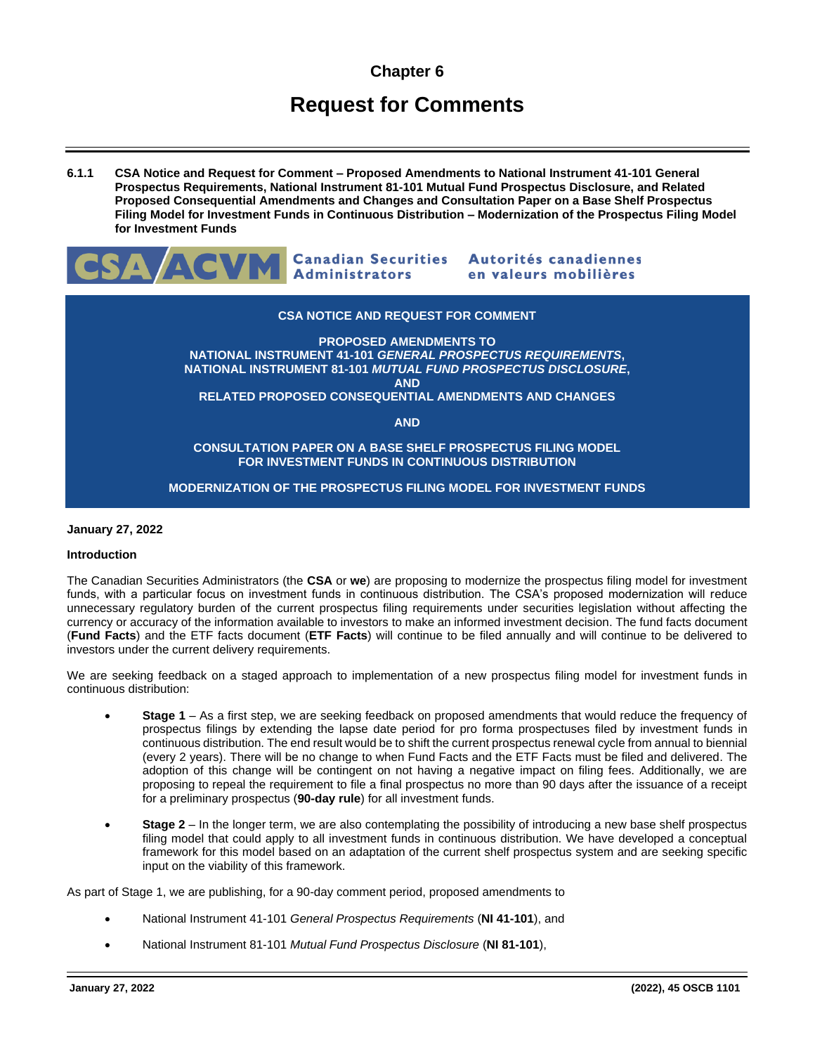# Chapter 6

# Request for Comments

**6.1.1 CSA Notice and Request for Comment – Proposed Amendments to National Instrument 41-101 General Prospectus Requirements, National Instrument 81-101 Mutual Fund Prospectus Disclosure, and Related Proposed Consequential Amendments and Changes and Consultation Paper on a Base Shelf Prospectus Filing Model for Investment Funds in Continuous Distribution – Modernization of the Prospectus Filing Model for Investment Funds**

CSA/ACVM Canadian Securities Administrators Autorités canadiennes en valeurs mobilières

**CSA NOTICE AND REQUEST FOR COMMENT**

**PROPOSED AMENDMENTS TO**
**NATIONAL INSTRUMENT 41-101 *GENERAL PROSPECTUS REQUIREMENTS*,**
**NATIONAL INSTRUMENT 81-101 *MUTUAL FUND PROSPECTUS DISCLOSURE*,**
**AND**
**RELATED PROPOSED CONSEQUENTIAL AMENDMENTS AND CHANGES**

**AND**

**CONSULTATION PAPER ON A BASE SHELF PROSPECTUS FILING MODEL FOR INVESTMENT FUNDS IN CONTINUOUS DISTRIBUTION**

**MODERNIZATION OF THE PROSPECTUS FILING MODEL FOR INVESTMENT FUNDS**

**January 27, 2022**

**Introduction**

The Canadian Securities Administrators (the **CSA** or **we**) are proposing to modernize the prospectus filing model for investment funds, with a particular focus on investment funds in continuous distribution. The CSA's proposed modernization will reduce unnecessary regulatory burden of the current prospectus filing requirements under securities legislation without affecting the currency or accuracy of the information available to investors to make an informed investment decision. The fund facts document (**Fund Facts**) and the ETF facts document (**ETF Facts**) will continue to be filed annually and will continue to be delivered to investors under the current delivery requirements.

We are seeking feedback on a staged approach to implementation of a new prospectus filing model for investment funds in continuous distribution:

- **Stage 1** – As a first step, we are seeking feedback on proposed amendments that would reduce the frequency of prospectus filings by extending the lapse date period for pro forma prospectuses filed by investment funds in continuous distribution. The end result would be to shift the current prospectus renewal cycle from annual to biennial (every 2 years). There will be no change to when Fund Facts and the ETF Facts must be filed and delivered. The adoption of this change will be contingent on not having a negative impact on filing fees. Additionally, we are proposing to repeal the requirement to file a final prospectus no more than 90 days after the issuance of a receipt for a preliminary prospectus (**90-day rule**) for all investment funds.

- **Stage 2** – In the longer term, we are also contemplating the possibility of introducing a new base shelf prospectus filing model that could apply to all investment funds in continuous distribution. We have developed a conceptual framework for this model based on an adaptation of the current shelf prospectus system and are seeking specific input on the viability of this framework.

As part of Stage 1, we are publishing, for a 90-day comment period, proposed amendments to

- National Instrument 41-101 *General Prospectus Requirements* (**NI 41-101**), and

- National Instrument 81-101 *Mutual Fund Prospectus Disclosure* (**NI 81-101**),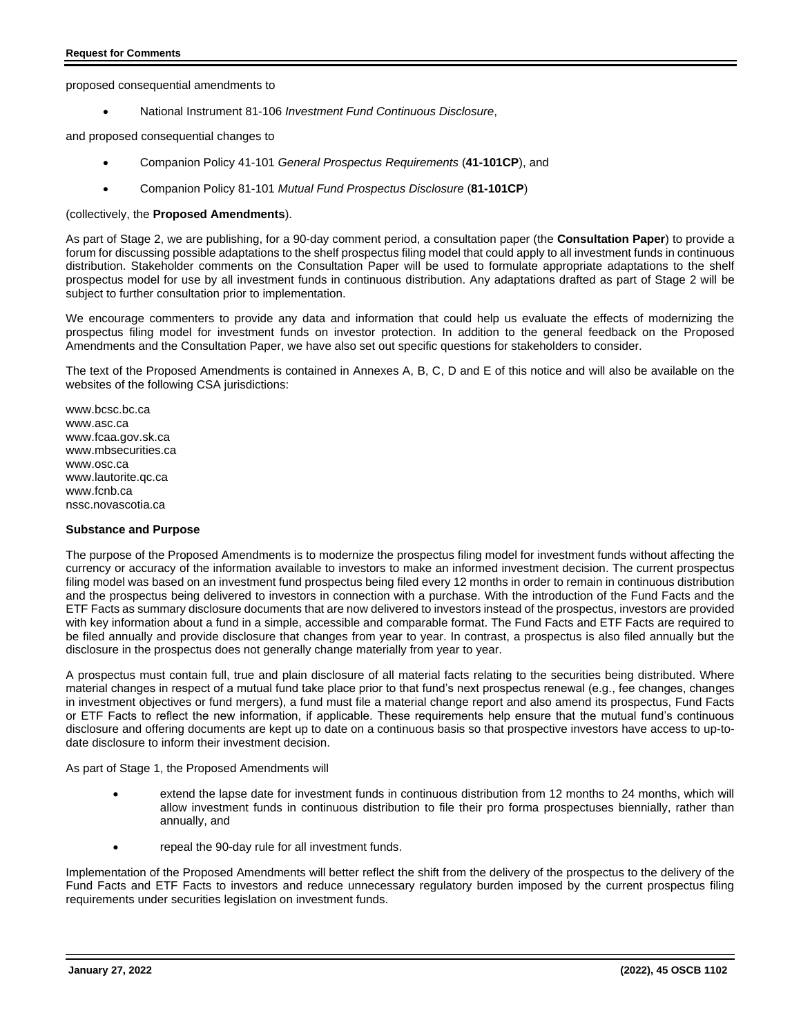proposed consequential amendments to

- National Instrument 81-106 *Investment Fund Continuous Disclosure*,

and proposed consequential changes to

- Companion Policy 41-101 *General Prospectus Requirements* (**41-101CP**), and
- Companion Policy 81-101 *Mutual Fund Prospectus Disclosure* (**81-101CP**)

(collectively, the **Proposed Amendments**).

As part of Stage 2, we are publishing, for a 90-day comment period, a consultation paper (the **Consultation Paper**) to provide a forum for discussing possible adaptations to the shelf prospectus filing model that could apply to all investment funds in continuous distribution. Stakeholder comments on the Consultation Paper will be used to formulate appropriate adaptations to the shelf prospectus model for use by all investment funds in continuous distribution. Any adaptations drafted as part of Stage 2 will be subject to further consultation prior to implementation.

We encourage commenters to provide any data and information that could help us evaluate the effects of modernizing the prospectus filing model for investment funds on investor protection. In addition to the general feedback on the Proposed Amendments and the Consultation Paper, we have also set out specific questions for stakeholders to consider.

The text of the Proposed Amendments is contained in Annexes A, B, C, D and E of this notice and will also be available on the websites of the following CSA jurisdictions:

www.bcsc.bc.ca
www.asc.ca
www.fcaa.gov.sk.ca
www.mbsecurities.ca
www.osc.ca
www.lautorite.qc.ca
www.fcnb.ca
nssc.novascotia.ca

**Substance and Purpose**

The purpose of the Proposed Amendments is to modernize the prospectus filing model for investment funds without affecting the currency or accuracy of the information available to investors to make an informed investment decision. The current prospectus filing model was based on an investment fund prospectus being filed every 12 months in order to remain in continuous distribution and the prospectus being delivered to investors in connection with a purchase. With the introduction of the Fund Facts and the ETF Facts as summary disclosure documents that are now delivered to investors instead of the prospectus, investors are provided with key information about a fund in a simple, accessible and comparable format. The Fund Facts and ETF Facts are required to be filed annually and provide disclosure that changes from year to year. In contrast, a prospectus is also filed annually but the disclosure in the prospectus does not generally change materially from year to year.

A prospectus must contain full, true and plain disclosure of all material facts relating to the securities being distributed. Where material changes in respect of a mutual fund take place prior to that fund's next prospectus renewal (e.g., fee changes, changes in investment objectives or fund mergers), a fund must file a material change report and also amend its prospectus, Fund Facts or ETF Facts to reflect the new information, if applicable. These requirements help ensure that the mutual fund's continuous disclosure and offering documents are kept up to date on a continuous basis so that prospective investors have access to up-to-date disclosure to inform their investment decision.

As part of Stage 1, the Proposed Amendments will

- extend the lapse date for investment funds in continuous distribution from 12 months to 24 months, which will allow investment funds in continuous distribution to file their pro forma prospectuses biennially, rather than annually, and
- repeal the 90-day rule for all investment funds.

Implementation of the Proposed Amendments will better reflect the shift from the delivery of the prospectus to the delivery of the Fund Facts and ETF Facts to investors and reduce unnecessary regulatory burden imposed by the current prospectus filing requirements under securities legislation on investment funds.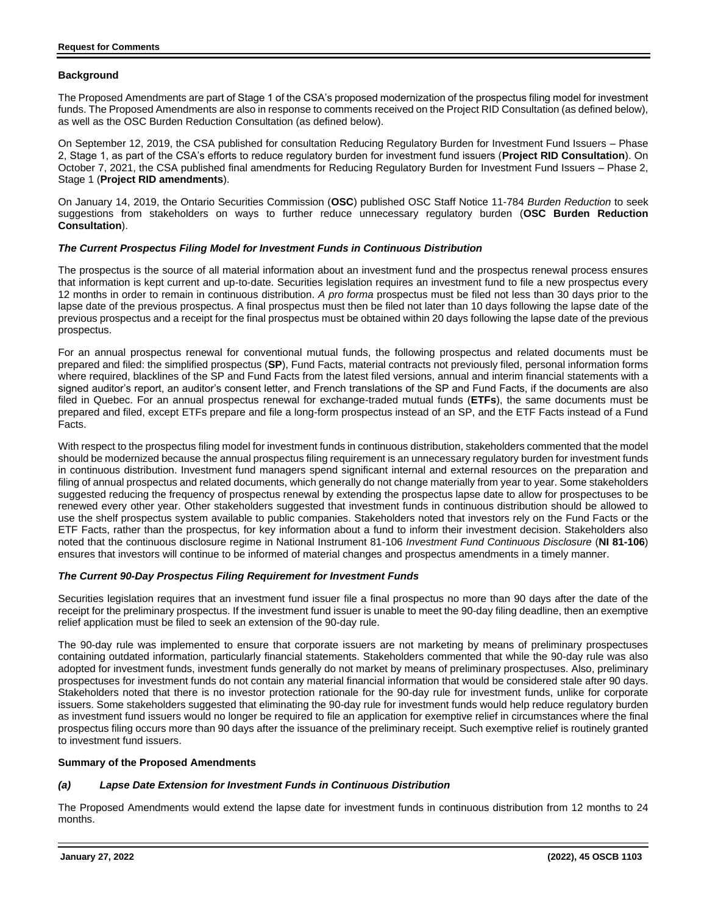## Background

The Proposed Amendments are part of Stage 1 of the CSA's proposed modernization of the prospectus filing model for investment funds. The Proposed Amendments are also in response to comments received on the Project RID Consultation (as defined below), as well as the OSC Burden Reduction Consultation (as defined below).

On September 12, 2019, the CSA published for consultation Reducing Regulatory Burden for Investment Fund Issuers – Phase 2, Stage 1, as part of the CSA's efforts to reduce regulatory burden for investment fund issuers (**Project RID Consultation**). On October 7, 2021, the CSA published final amendments for Reducing Regulatory Burden for Investment Fund Issuers – Phase 2, Stage 1 (**Project RID amendments**).

On January 14, 2019, the Ontario Securities Commission (**OSC**) published OSC Staff Notice 11-784 *Burden Reduction* to seek suggestions from stakeholders on ways to further reduce unnecessary regulatory burden (**OSC Burden Reduction Consultation**).

### *The Current Prospectus Filing Model for Investment Funds in Continuous Distribution*

The prospectus is the source of all material information about an investment fund and the prospectus renewal process ensures that information is kept current and up-to-date. Securities legislation requires an investment fund to file a new prospectus every 12 months in order to remain in continuous distribution. *A pro forma* prospectus must be filed not less than 30 days prior to the lapse date of the previous prospectus. A final prospectus must then be filed not later than 10 days following the lapse date of the previous prospectus and a receipt for the final prospectus must be obtained within 20 days following the lapse date of the previous prospectus.

For an annual prospectus renewal for conventional mutual funds, the following prospectus and related documents must be prepared and filed: the simplified prospectus (**SP**), Fund Facts, material contracts not previously filed, personal information forms where required, blacklines of the SP and Fund Facts from the latest filed versions, annual and interim financial statements with a signed auditor's report, an auditor's consent letter, and French translations of the SP and Fund Facts, if the documents are also filed in Quebec. For an annual prospectus renewal for exchange-traded mutual funds (**ETFs**), the same documents must be prepared and filed, except ETFs prepare and file a long-form prospectus instead of an SP, and the ETF Facts instead of a Fund Facts.

With respect to the prospectus filing model for investment funds in continuous distribution, stakeholders commented that the model should be modernized because the annual prospectus filing requirement is an unnecessary regulatory burden for investment funds in continuous distribution. Investment fund managers spend significant internal and external resources on the preparation and filing of annual prospectus and related documents, which generally do not change materially from year to year. Some stakeholders suggested reducing the frequency of prospectus renewal by extending the prospectus lapse date to allow for prospectuses to be renewed every other year. Other stakeholders suggested that investment funds in continuous distribution should be allowed to use the shelf prospectus system available to public companies. Stakeholders noted that investors rely on the Fund Facts or the ETF Facts, rather than the prospectus, for key information about a fund to inform their investment decision. Stakeholders also noted that the continuous disclosure regime in National Instrument 81-106 *Investment Fund Continuous Disclosure* (**NI 81-106**) ensures that investors will continue to be informed of material changes and prospectus amendments in a timely manner.

### *The Current 90-Day Prospectus Filing Requirement for Investment Funds*

Securities legislation requires that an investment fund issuer file a final prospectus no more than 90 days after the date of the receipt for the preliminary prospectus. If the investment fund issuer is unable to meet the 90-day filing deadline, then an exemptive relief application must be filed to seek an extension of the 90-day rule.

The 90-day rule was implemented to ensure that corporate issuers are not marketing by means of preliminary prospectuses containing outdated information, particularly financial statements. Stakeholders commented that while the 90-day rule was also adopted for investment funds, investment funds generally do not market by means of preliminary prospectuses. Also, preliminary prospectuses for investment funds do not contain any material financial information that would be considered stale after 90 days. Stakeholders noted that there is no investor protection rationale for the 90-day rule for investment funds, unlike for corporate issuers. Some stakeholders suggested that eliminating the 90-day rule for investment funds would help reduce regulatory burden as investment fund issuers would no longer be required to file an application for exemptive relief in circumstances where the final prospectus filing occurs more than 90 days after the issuance of the preliminary receipt. Such exemptive relief is routinely granted to investment fund issuers.

## Summary of the Proposed Amendments

### *(a) Lapse Date Extension for Investment Funds in Continuous Distribution*

The Proposed Amendments would extend the lapse date for investment funds in continuous distribution from 12 months to 24 months.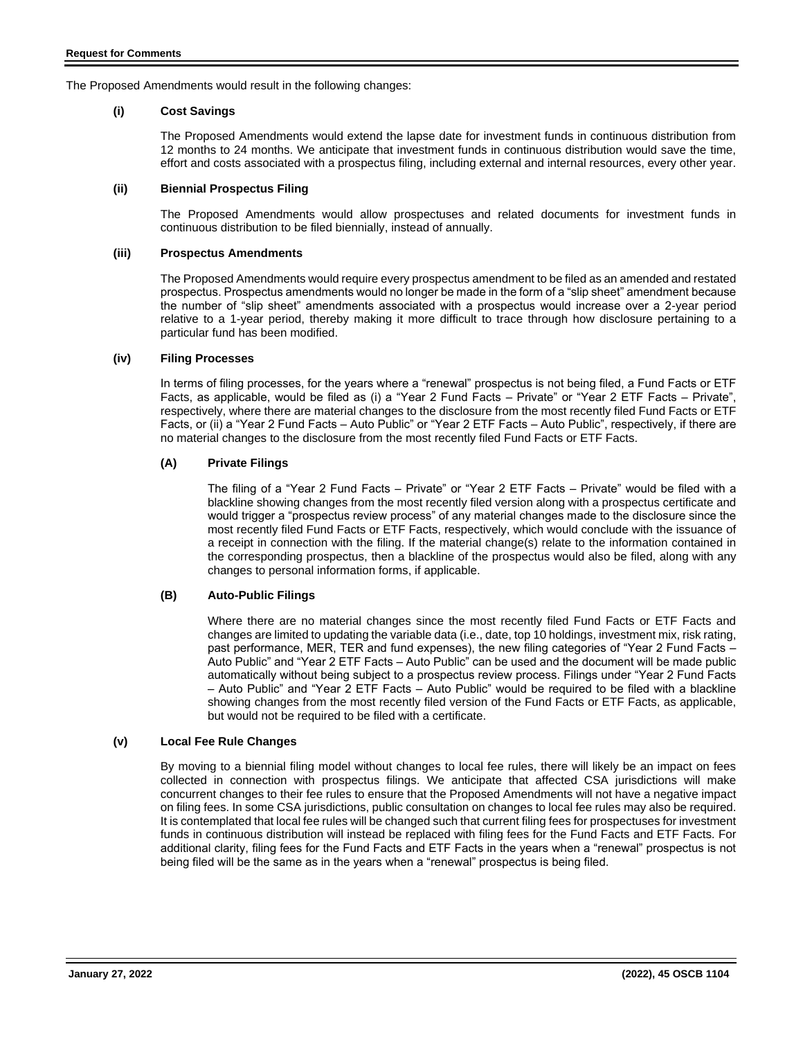The Proposed Amendments would result in the following changes:

**(i) Cost Savings**

The Proposed Amendments would extend the lapse date for investment funds in continuous distribution from 12 months to 24 months. We anticipate that investment funds in continuous distribution would save the time, effort and costs associated with a prospectus filing, including external and internal resources, every other year.

**(ii) Biennial Prospectus Filing**

The Proposed Amendments would allow prospectuses and related documents for investment funds in continuous distribution to be filed biennially, instead of annually.

**(iii) Prospectus Amendments**

The Proposed Amendments would require every prospectus amendment to be filed as an amended and restated prospectus. Prospectus amendments would no longer be made in the form of a "slip sheet" amendment because the number of "slip sheet" amendments associated with a prospectus would increase over a 2-year period relative to a 1-year period, thereby making it more difficult to trace through how disclosure pertaining to a particular fund has been modified.

**(iv) Filing Processes**

In terms of filing processes, for the years where a "renewal" prospectus is not being filed, a Fund Facts or ETF Facts, as applicable, would be filed as (i) a "Year 2 Fund Facts – Private" or "Year 2 ETF Facts – Private", respectively, where there are material changes to the disclosure from the most recently filed Fund Facts or ETF Facts, or (ii) a "Year 2 Fund Facts – Auto Public" or "Year 2 ETF Facts – Auto Public", respectively, if there are no material changes to the disclosure from the most recently filed Fund Facts or ETF Facts.

**(A) Private Filings**

The filing of a "Year 2 Fund Facts – Private" or "Year 2 ETF Facts – Private" would be filed with a blackline showing changes from the most recently filed version along with a prospectus certificate and would trigger a "prospectus review process" of any material changes made to the disclosure since the most recently filed Fund Facts or ETF Facts, respectively, which would conclude with the issuance of a receipt in connection with the filing. If the material change(s) relate to the information contained in the corresponding prospectus, then a blackline of the prospectus would also be filed, along with any changes to personal information forms, if applicable.

**(B) Auto-Public Filings**

Where there are no material changes since the most recently filed Fund Facts or ETF Facts and changes are limited to updating the variable data (i.e., date, top 10 holdings, investment mix, risk rating, past performance, MER, TER and fund expenses), the new filing categories of "Year 2 Fund Facts – Auto Public" and "Year 2 ETF Facts – Auto Public" can be used and the document will be made public automatically without being subject to a prospectus review process. Filings under "Year 2 Fund Facts – Auto Public" and "Year 2 ETF Facts – Auto Public" would be required to be filed with a blackline showing changes from the most recently filed version of the Fund Facts or ETF Facts, as applicable, but would not be required to be filed with a certificate.

**(v) Local Fee Rule Changes**

By moving to a biennial filing model without changes to local fee rules, there will likely be an impact on fees collected in connection with prospectus filings. We anticipate that affected CSA jurisdictions will make concurrent changes to their fee rules to ensure that the Proposed Amendments will not have a negative impact on filing fees. In some CSA jurisdictions, public consultation on changes to local fee rules may also be required. It is contemplated that local fee rules will be changed such that current filing fees for prospectuses for investment funds in continuous distribution will instead be replaced with filing fees for the Fund Facts and ETF Facts. For additional clarity, filing fees for the Fund Facts and ETF Facts in the years when a "renewal" prospectus is not being filed will be the same as in the years when a "renewal" prospectus is being filed.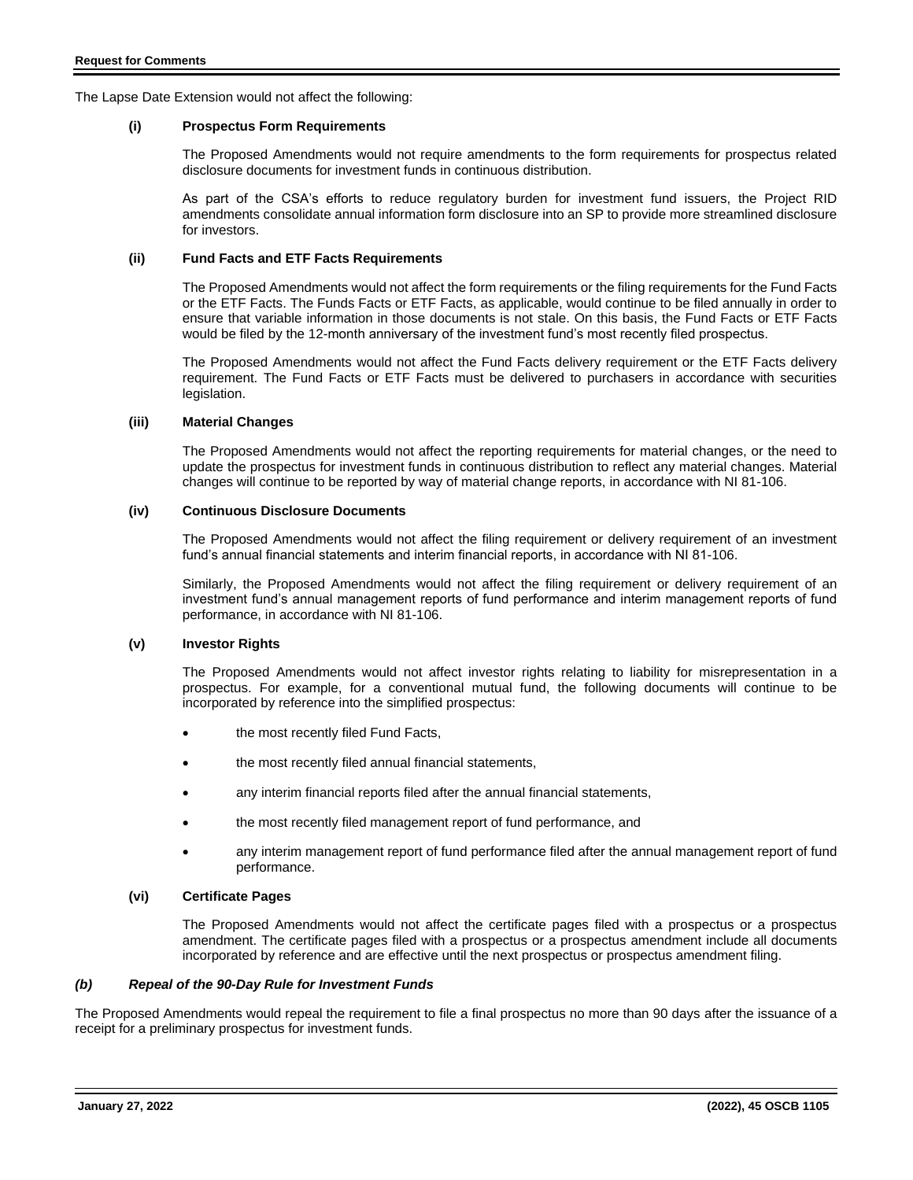The Lapse Date Extension would not affect the following:

#### (i) Prospectus Form Requirements

The Proposed Amendments would not require amendments to the form requirements for prospectus related disclosure documents for investment funds in continuous distribution.

As part of the CSA's efforts to reduce regulatory burden for investment fund issuers, the Project RID amendments consolidate annual information form disclosure into an SP to provide more streamlined disclosure for investors.

#### (ii) Fund Facts and ETF Facts Requirements

The Proposed Amendments would not affect the form requirements or the filing requirements for the Fund Facts or the ETF Facts. The Funds Facts or ETF Facts, as applicable, would continue to be filed annually in order to ensure that variable information in those documents is not stale. On this basis, the Fund Facts or ETF Facts would be filed by the 12-month anniversary of the investment fund's most recently filed prospectus.

The Proposed Amendments would not affect the Fund Facts delivery requirement or the ETF Facts delivery requirement. The Fund Facts or ETF Facts must be delivered to purchasers in accordance with securities legislation.

#### (iii) Material Changes

The Proposed Amendments would not affect the reporting requirements for material changes, or the need to update the prospectus for investment funds in continuous distribution to reflect any material changes. Material changes will continue to be reported by way of material change reports, in accordance with NI 81-106.

#### (iv) Continuous Disclosure Documents

The Proposed Amendments would not affect the filing requirement or delivery requirement of an investment fund's annual financial statements and interim financial reports, in accordance with NI 81-106.

Similarly, the Proposed Amendments would not affect the filing requirement or delivery requirement of an investment fund's annual management reports of fund performance and interim management reports of fund performance, in accordance with NI 81-106.

#### (v) Investor Rights

The Proposed Amendments would not affect investor rights relating to liability for misrepresentation in a prospectus. For example, for a conventional mutual fund, the following documents will continue to be incorporated by reference into the simplified prospectus:

- the most recently filed Fund Facts,
- the most recently filed annual financial statements,
- any interim financial reports filed after the annual financial statements,
- the most recently filed management report of fund performance, and
- any interim management report of fund performance filed after the annual management report of fund performance.

#### (vi) Certificate Pages

The Proposed Amendments would not affect the certificate pages filed with a prospectus or a prospectus amendment. The certificate pages filed with a prospectus or a prospectus amendment include all documents incorporated by reference and are effective until the next prospectus or prospectus amendment filing.

### *(b) Repeal of the 90-Day Rule for Investment Funds*

The Proposed Amendments would repeal the requirement to file a final prospectus no more than 90 days after the issuance of a receipt for a preliminary prospectus for investment funds.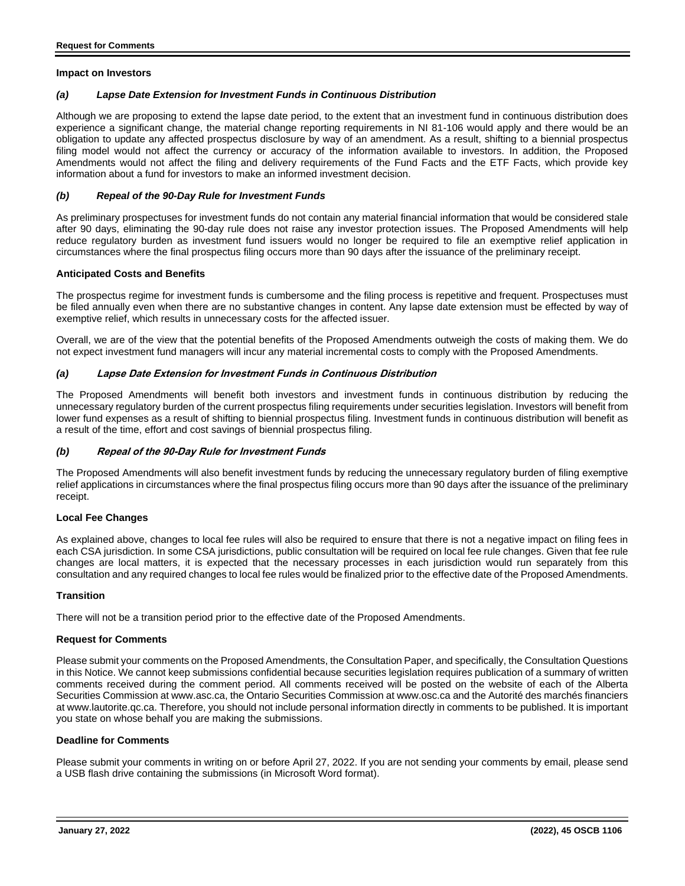**Impact on Investors**

***(a) Lapse Date Extension for Investment Funds in Continuous Distribution***

Although we are proposing to extend the lapse date period, to the extent that an investment fund in continuous distribution does experience a significant change, the material change reporting requirements in NI 81-106 would apply and there would be an obligation to update any affected prospectus disclosure by way of an amendment. As a result, shifting to a biennial prospectus filing model would not affect the currency or accuracy of the information available to investors. In addition, the Proposed Amendments would not affect the filing and delivery requirements of the Fund Facts and the ETF Facts, which provide key information about a fund for investors to make an informed investment decision.

***(b) Repeal of the 90-Day Rule for Investment Funds***

As preliminary prospectuses for investment funds do not contain any material financial information that would be considered stale after 90 days, eliminating the 90-day rule does not raise any investor protection issues. The Proposed Amendments will help reduce regulatory burden as investment fund issuers would no longer be required to file an exemptive relief application in circumstances where the final prospectus filing occurs more than 90 days after the issuance of the preliminary receipt.

**Anticipated Costs and Benefits**

The prospectus regime for investment funds is cumbersome and the filing process is repetitive and frequent. Prospectuses must be filed annually even when there are no substantive changes in content. Any lapse date extension must be effected by way of exemptive relief, which results in unnecessary costs for the affected issuer.

Overall, we are of the view that the potential benefits of the Proposed Amendments outweigh the costs of making them. We do not expect investment fund managers will incur any material incremental costs to comply with the Proposed Amendments.

***(a) Lapse Date Extension for Investment Funds in Continuous Distribution***

The Proposed Amendments will benefit both investors and investment funds in continuous distribution by reducing the unnecessary regulatory burden of the current prospectus filing requirements under securities legislation. Investors will benefit from lower fund expenses as a result of shifting to biennial prospectus filing. Investment funds in continuous distribution will benefit as a result of the time, effort and cost savings of biennial prospectus filing.

***(b) Repeal of the 90-Day Rule for Investment Funds***

The Proposed Amendments will also benefit investment funds by reducing the unnecessary regulatory burden of filing exemptive relief applications in circumstances where the final prospectus filing occurs more than 90 days after the issuance of the preliminary receipt.

**Local Fee Changes**

As explained above, changes to local fee rules will also be required to ensure that there is not a negative impact on filing fees in each CSA jurisdiction. In some CSA jurisdictions, public consultation will be required on local fee rule changes. Given that fee rule changes are local matters, it is expected that the necessary processes in each jurisdiction would run separately from this consultation and any required changes to local fee rules would be finalized prior to the effective date of the Proposed Amendments.

**Transition**

There will not be a transition period prior to the effective date of the Proposed Amendments.

**Request for Comments**

Please submit your comments on the Proposed Amendments, the Consultation Paper, and specifically, the Consultation Questions in this Notice. We cannot keep submissions confidential because securities legislation requires publication of a summary of written comments received during the comment period. All comments received will be posted on the website of each of the Alberta Securities Commission at www.asc.ca, the Ontario Securities Commission at www.osc.ca and the Autorité des marchés financiers at www.lautorite.qc.ca. Therefore, you should not include personal information directly in comments to be published. It is important you state on whose behalf you are making the submissions.

**Deadline for Comments**

Please submit your comments in writing on or before April 27, 2022. If you are not sending your comments by email, please send a USB flash drive containing the submissions (in Microsoft Word format).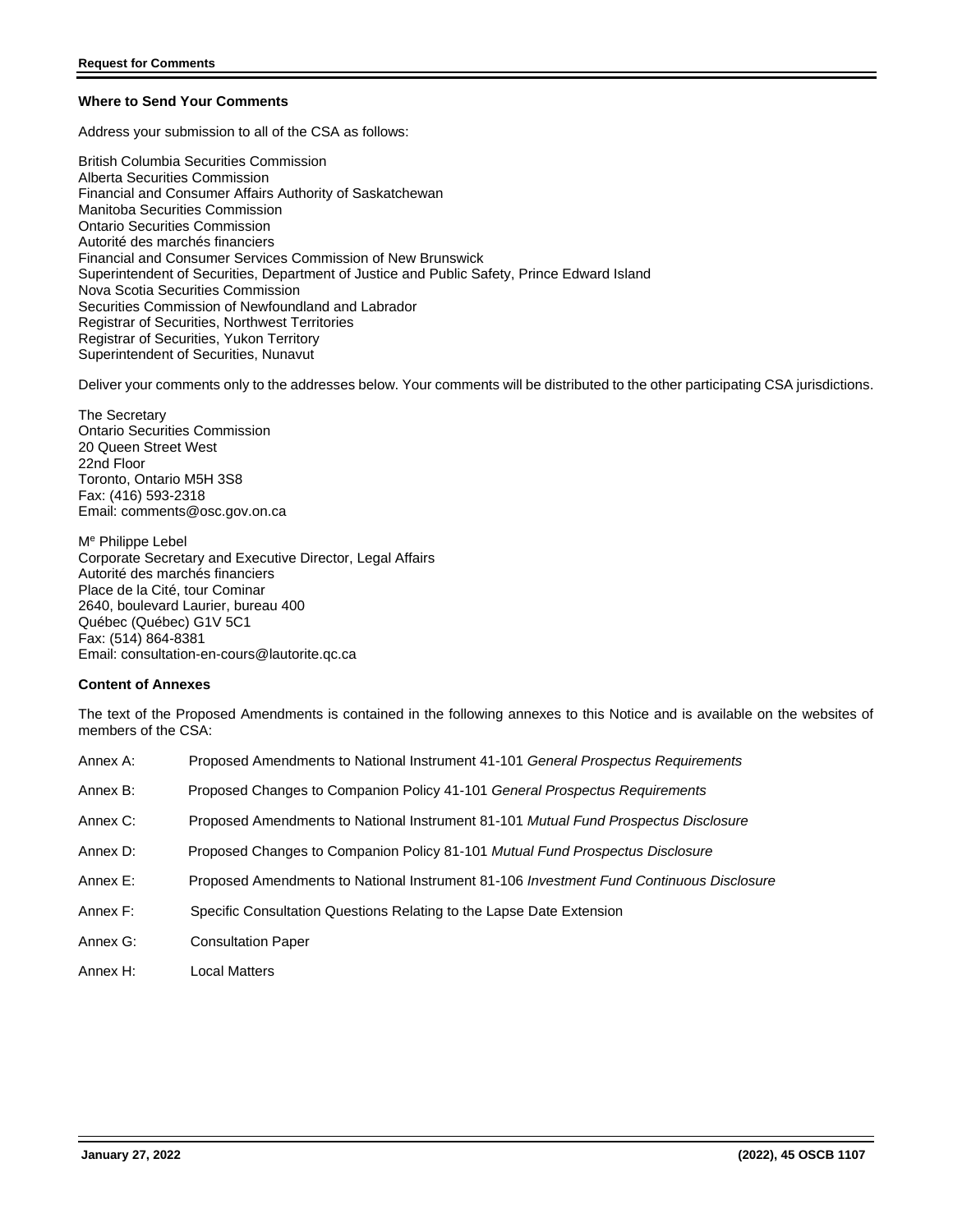### Where to Send Your Comments

Address your submission to all of the CSA as follows:

British Columbia Securities Commission
Alberta Securities Commission
Financial and Consumer Affairs Authority of Saskatchewan
Manitoba Securities Commission
Ontario Securities Commission
Autorité des marchés financiers
Financial and Consumer Services Commission of New Brunswick
Superintendent of Securities, Department of Justice and Public Safety, Prince Edward Island
Nova Scotia Securities Commission
Securities Commission of Newfoundland and Labrador
Registrar of Securities, Northwest Territories
Registrar of Securities, Yukon Territory
Superintendent of Securities, Nunavut

Deliver your comments only to the addresses below. Your comments will be distributed to the other participating CSA jurisdictions.

The Secretary
Ontario Securities Commission
20 Queen Street West
22nd Floor
Toronto, Ontario M5H 3S8
Fax: (416) 593-2318
Email: comments@osc.gov.on.ca

Me Philippe Lebel
Corporate Secretary and Executive Director, Legal Affairs
Autorité des marchés financiers
Place de la Cité, tour Cominar
2640, boulevard Laurier, bureau 400
Québec (Québec) G1V 5C1
Fax: (514) 864-8381
Email: consultation-en-cours@lautorite.qc.ca

### Content of Annexes

The text of the Proposed Amendments is contained in the following annexes to this Notice and is available on the websites of members of the CSA:

Annex A: Proposed Amendments to National Instrument 41-101 *General Prospectus Requirements*

Annex B: Proposed Changes to Companion Policy 41-101 *General Prospectus Requirements*

Annex C: Proposed Amendments to National Instrument 81-101 *Mutual Fund Prospectus Disclosure*

Annex D: Proposed Changes to Companion Policy 81-101 *Mutual Fund Prospectus Disclosure*

Annex E: Proposed Amendments to National Instrument 81-106 *Investment Fund Continuous Disclosure*

Annex F: Specific Consultation Questions Relating to the Lapse Date Extension

Annex G: Consultation Paper

Annex H: Local Matters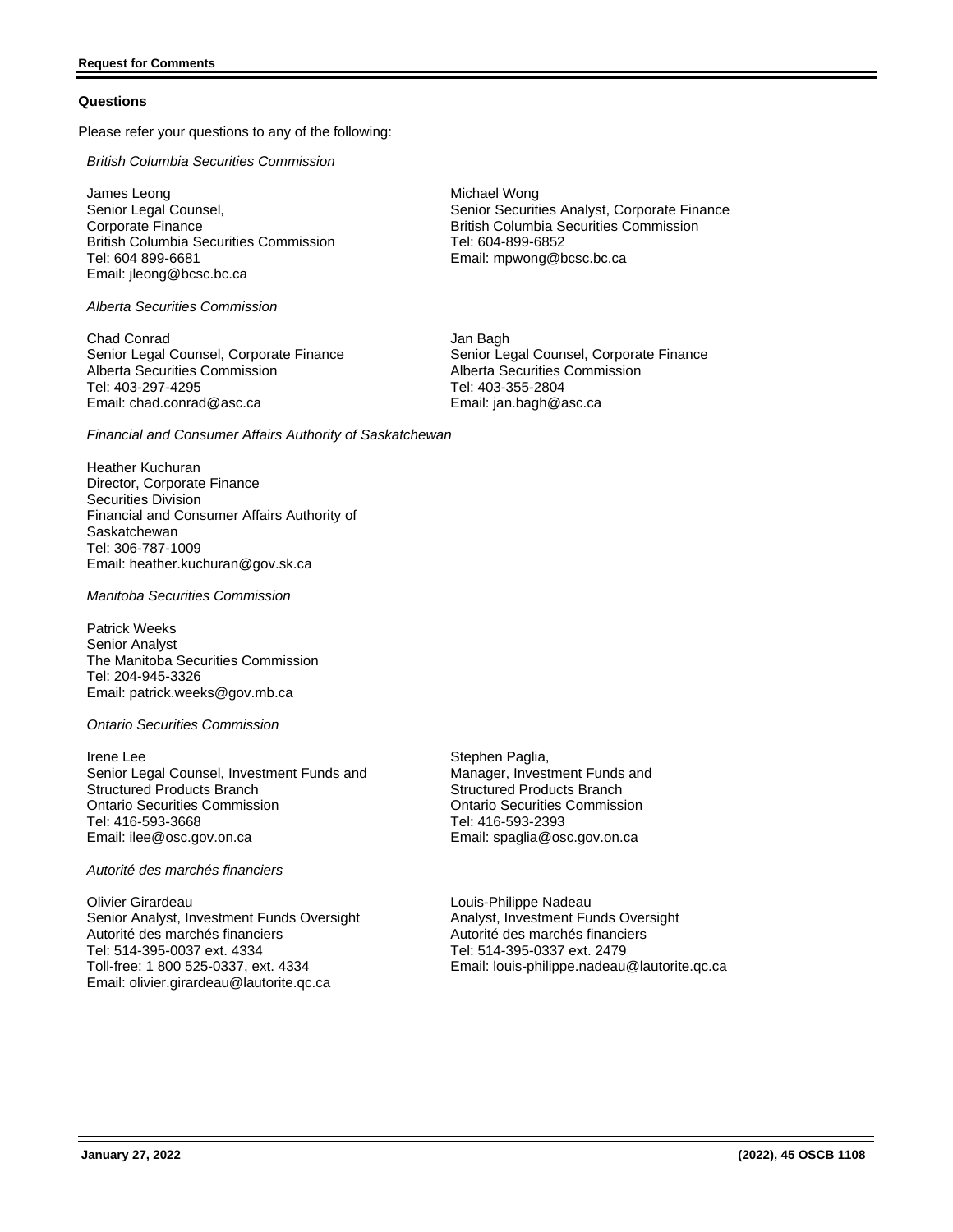## Questions

Please refer your questions to any of the following:

*British Columbia Securities Commission*

James Leong
Senior Legal Counsel,
Corporate Finance
British Columbia Securities Commission
Tel: 604 899-6681
Email: jleong@bcsc.bc.ca

Michael Wong
Senior Securities Analyst, Corporate Finance
British Columbia Securities Commission
Tel: 604-899-6852
Email: mpwong@bcsc.bc.ca

*Alberta Securities Commission*

Chad Conrad
Senior Legal Counsel, Corporate Finance
Alberta Securities Commission
Tel: 403-297-4295
Email: chad.conrad@asc.ca

Jan Bagh
Senior Legal Counsel, Corporate Finance
Alberta Securities Commission
Tel: 403-355-2804
Email: jan.bagh@asc.ca

*Financial and Consumer Affairs Authority of Saskatchewan*

Heather Kuchuran
Director, Corporate Finance
Securities Division
Financial and Consumer Affairs Authority of Saskatchewan
Tel: 306-787-1009
Email: heather.kuchuran@gov.sk.ca

*Manitoba Securities Commission*

Patrick Weeks
Senior Analyst
The Manitoba Securities Commission
Tel: 204-945-3326
Email: patrick.weeks@gov.mb.ca

*Ontario Securities Commission*

Irene Lee
Senior Legal Counsel, Investment Funds and Structured Products Branch
Ontario Securities Commission
Tel: 416-593-3668
Email: ilee@osc.gov.on.ca

Stephen Paglia,
Manager, Investment Funds and Structured Products Branch
Ontario Securities Commission
Tel: 416-593-2393
Email: spaglia@osc.gov.on.ca

*Autorité des marchés financiers*

Olivier Girardeau
Senior Analyst, Investment Funds Oversight
Autorité des marchés financiers
Tel: 514-395-0037 ext. 4334
Toll-free: 1 800 525-0337, ext. 4334
Email: olivier.girardeau@lautorite.qc.ca

Louis-Philippe Nadeau
Analyst, Investment Funds Oversight
Autorité des marchés financiers
Tel: 514-395-0337 ext. 2479
Email: louis-philippe.nadeau@lautorite.qc.ca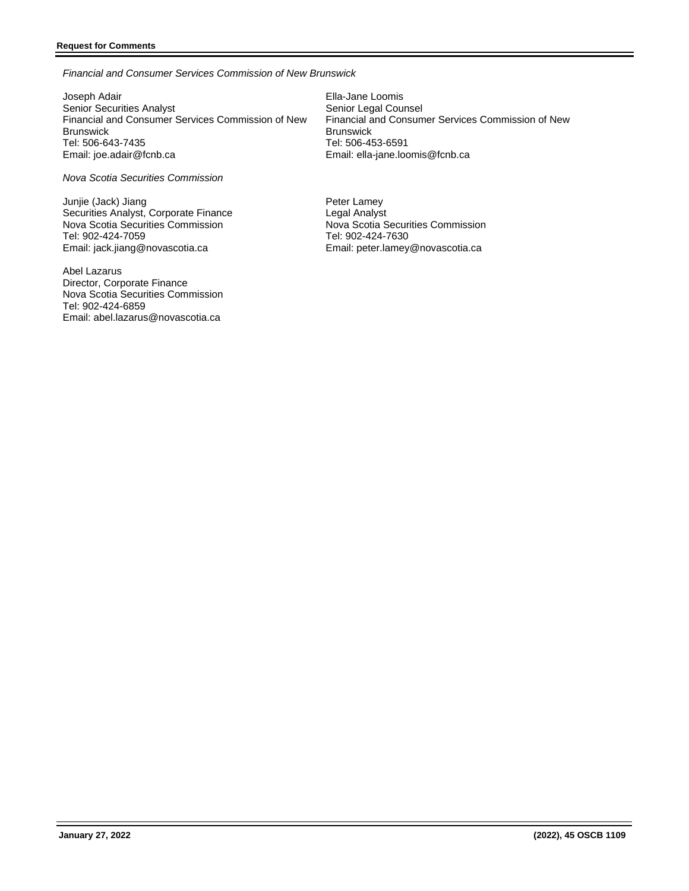*Financial and Consumer Services Commission of New Brunswick*

Joseph Adair
Senior Securities Analyst
Financial and Consumer Services Commission of New Brunswick
Tel: 506-643-7435
Email: joe.adair@fcnb.ca

Ella-Jane Loomis
Senior Legal Counsel
Financial and Consumer Services Commission of New Brunswick
Tel: 506-453-6591
Email: ella-jane.loomis@fcnb.ca

*Nova Scotia Securities Commission*

Junjie (Jack) Jiang
Securities Analyst, Corporate Finance
Nova Scotia Securities Commission
Tel: 902-424-7059
Email: jack.jiang@novascotia.ca

Peter Lamey
Legal Analyst
Nova Scotia Securities Commission
Tel: 902-424-7630
Email: peter.lamey@novascotia.ca

Abel Lazarus
Director, Corporate Finance
Nova Scotia Securities Commission
Tel: 902-424-6859
Email: abel.lazarus@novascotia.ca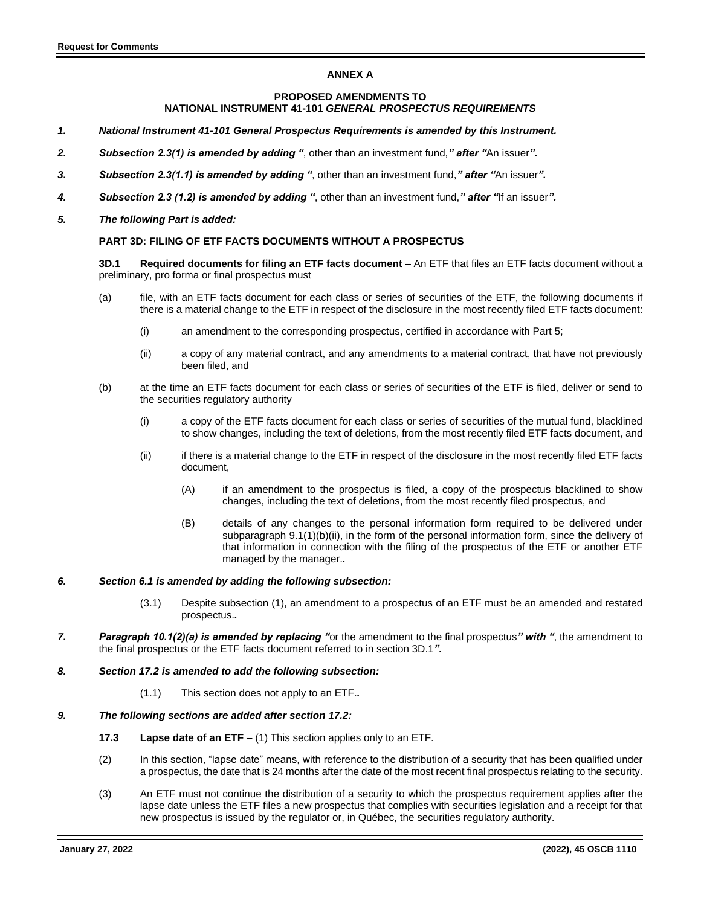**ANNEX A**

**PROPOSED AMENDMENTS TO**
**NATIONAL INSTRUMENT 41-101 *GENERAL PROSPECTUS REQUIREMENTS***

***1. National Instrument 41-101 General Prospectus Requirements is amended by this Instrument.***

***2. Subsection 2.3(1) is amended by adding "**, other than an investment fund,**" after "**An issuer**".***

***3. Subsection 2.3(1.1) is amended by adding "**, other than an investment fund,**" after "**An issuer**".***

***4. Subsection 2.3 (1.2) is amended by adding "**, other than an investment fund,**" after "**If an issuer**".***

***5. The following Part is added:***

**PART 3D: FILING OF ETF FACTS DOCUMENTS WITHOUT A PROSPECTUS**

**3D.1 Required documents for filing an ETF facts document** – An ETF that files an ETF facts document without a preliminary, pro forma or final prospectus must

(a) file, with an ETF facts document for each class or series of securities of the ETF, the following documents if there is a material change to the ETF in respect of the disclosure in the most recently filed ETF facts document:

(i) an amendment to the corresponding prospectus, certified in accordance with Part 5;

(ii) a copy of any material contract, and any amendments to a material contract, that have not previously been filed, and

(b) at the time an ETF facts document for each class or series of securities of the ETF is filed, deliver or send to the securities regulatory authority

(i) a copy of the ETF facts document for each class or series of securities of the mutual fund, blacklined to show changes, including the text of deletions, from the most recently filed ETF facts document, and

(ii) if there is a material change to the ETF in respect of the disclosure in the most recently filed ETF facts document,

(A) if an amendment to the prospectus is filed, a copy of the prospectus blacklined to show changes, including the text of deletions, from the most recently filed prospectus, and

(B) details of any changes to the personal information form required to be delivered under subparagraph 9.1(1)(b)(ii), in the form of the personal information form, since the delivery of that information in connection with the filing of the prospectus of the ETF or another ETF managed by the manager.***.***

***6. Section 6.1 is amended by adding the following subsection:***

(3.1) Despite subsection (1), an amendment to a prospectus of an ETF must be an amended and restated prospectus.***.***

***7. Paragraph 10.1(2)(a) is amended by replacing "**or the amendment to the final prospectus**" with "**, the amendment to the final prospectus or the ETF facts document referred to in section 3D.1**".***

***8. Section 17.2 is amended to add the following subsection:***

(1.1) This section does not apply to an ETF.***.***

***9. The following sections are added after section 17.2:***

**17.3 Lapse date of an ETF** – (1) This section applies only to an ETF.

(2) In this section, "lapse date" means, with reference to the distribution of a security that has been qualified under a prospectus, the date that is 24 months after the date of the most recent final prospectus relating to the security.

(3) An ETF must not continue the distribution of a security to which the prospectus requirement applies after the lapse date unless the ETF files a new prospectus that complies with securities legislation and a receipt for that new prospectus is issued by the regulator or, in Québec, the securities regulatory authority.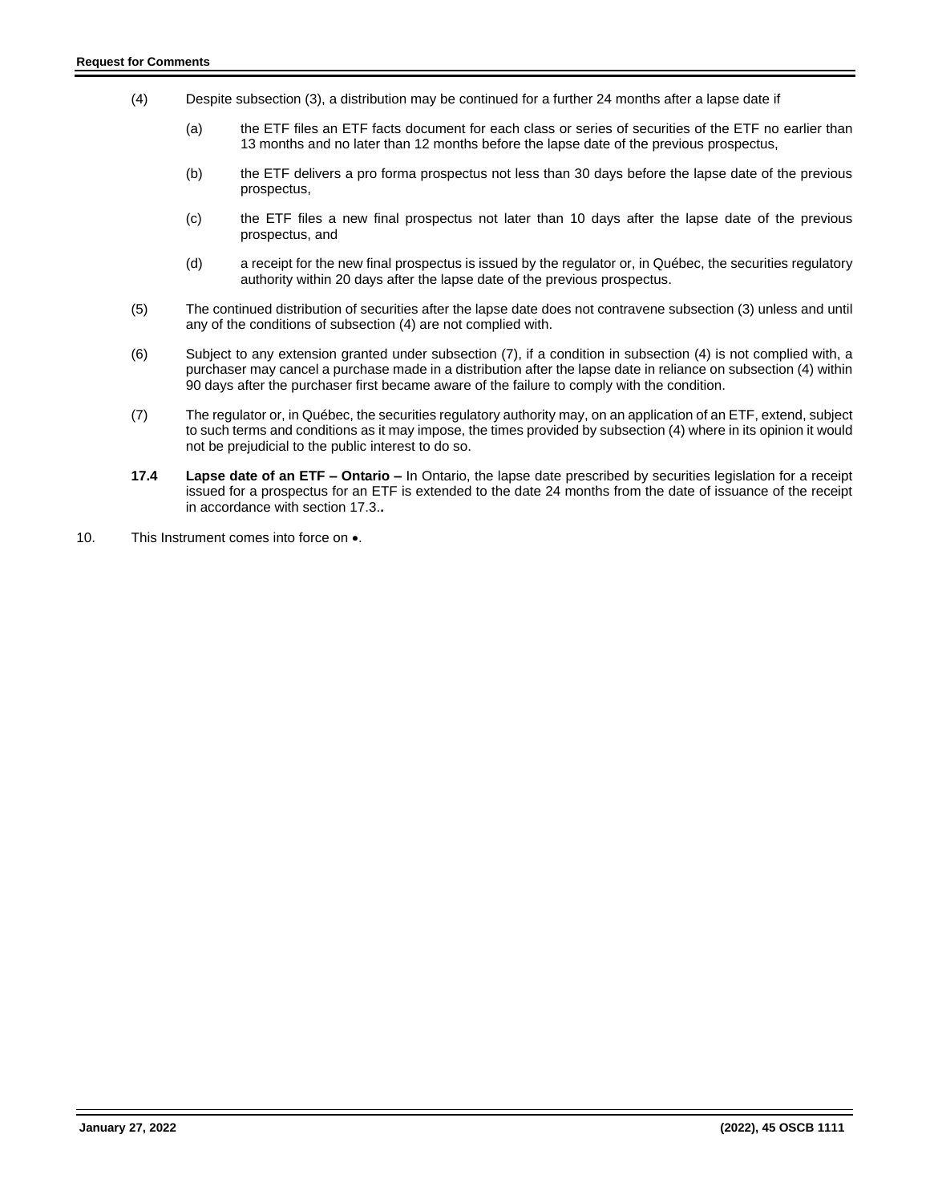(4) Despite subsection (3), a distribution may be continued for a further 24 months after a lapse date if

(a) the ETF files an ETF facts document for each class or series of securities of the ETF no earlier than 13 months and no later than 12 months before the lapse date of the previous prospectus,

(b) the ETF delivers a pro forma prospectus not less than 30 days before the lapse date of the previous prospectus,

(c) the ETF files a new final prospectus not later than 10 days after the lapse date of the previous prospectus, and

(d) a receipt for the new final prospectus is issued by the regulator or, in Québec, the securities regulatory authority within 20 days after the lapse date of the previous prospectus.

(5) The continued distribution of securities after the lapse date does not contravene subsection (3) unless and until any of the conditions of subsection (4) are not complied with.

(6) Subject to any extension granted under subsection (7), if a condition in subsection (4) is not complied with, a purchaser may cancel a purchase made in a distribution after the lapse date in reliance on subsection (4) within 90 days after the purchaser first became aware of the failure to comply with the condition.

(7) The regulator or, in Québec, the securities regulatory authority may, on an application of an ETF, extend, subject to such terms and conditions as it may impose, the times provided by subsection (4) where in its opinion it would not be prejudicial to the public interest to do so.

**17.4 Lapse date of an ETF – Ontario –** In Ontario, the lapse date prescribed by securities legislation for a receipt issued for a prospectus for an ETF is extended to the date 24 months from the date of issuance of the receipt in accordance with section 17.3.**.**

10. This Instrument comes into force on •.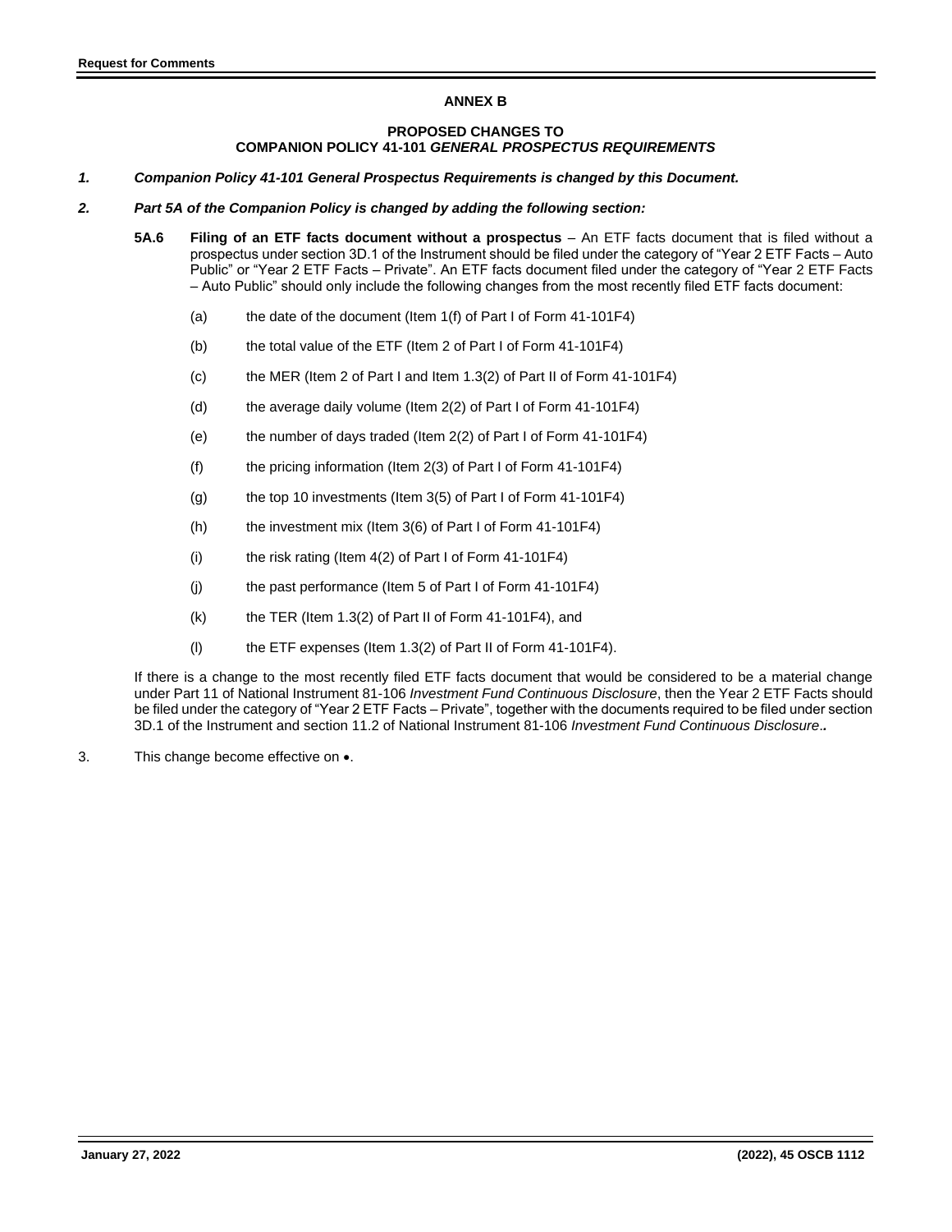**ANNEX B**

**PROPOSED CHANGES TO**
**COMPANION POLICY 41-101 *GENERAL PROSPECTUS REQUIREMENTS***

***1. Companion Policy 41-101 General Prospectus Requirements is changed by this Document.***

***2. Part 5A of the Companion Policy is changed by adding the following section:***

**5A.6 Filing of an ETF facts document without a prospectus** – An ETF facts document that is filed without a prospectus under section 3D.1 of the Instrument should be filed under the category of "Year 2 ETF Facts – Auto Public" or "Year 2 ETF Facts – Private". An ETF facts document filed under the category of "Year 2 ETF Facts – Auto Public" should only include the following changes from the most recently filed ETF facts document:

(a) the date of the document (Item 1(f) of Part I of Form 41-101F4)

(b) the total value of the ETF (Item 2 of Part I of Form 41-101F4)

(c) the MER (Item 2 of Part I and Item 1.3(2) of Part II of Form 41-101F4)

(d) the average daily volume (Item 2(2) of Part I of Form 41-101F4)

(e) the number of days traded (Item 2(2) of Part I of Form 41-101F4)

(f) the pricing information (Item 2(3) of Part I of Form 41-101F4)

(g) the top 10 investments (Item 3(5) of Part I of Form 41-101F4)

(h) the investment mix (Item 3(6) of Part I of Form 41-101F4)

(i) the risk rating (Item 4(2) of Part I of Form 41-101F4)

(j) the past performance (Item 5 of Part I of Form 41-101F4)

(k) the TER (Item 1.3(2) of Part II of Form 41-101F4), and

(l) the ETF expenses (Item 1.3(2) of Part II of Form 41-101F4).

If there is a change to the most recently filed ETF facts document that would be considered to be a material change under Part 11 of National Instrument 81-106 *Investment Fund Continuous Disclosure*, then the Year 2 ETF Facts should be filed under the category of "Year 2 ETF Facts – Private", together with the documents required to be filed under section 3D.1 of the Instrument and section 11.2 of National Instrument 81-106 *Investment Fund Continuous Disclosure*.*.*

3. This change become effective on •.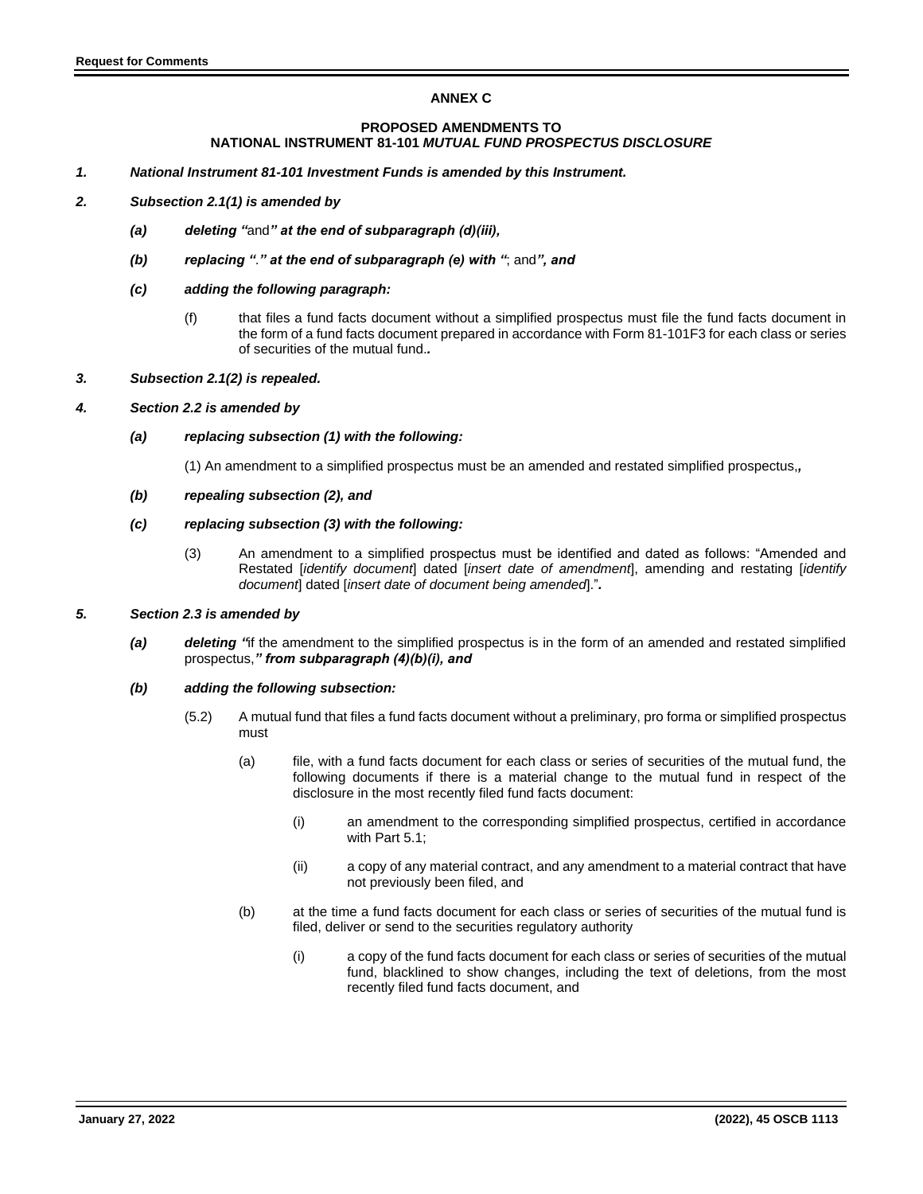## ANNEX C

### PROPOSED AMENDMENTS TO NATIONAL INSTRUMENT 81-101 *MUTUAL FUND PROSPECTUS DISCLOSURE*

***1. National Instrument 81-101 Investment Funds is amended by this Instrument.***

***2. Subsection 2.1(1) is amended by***

***(a) deleting "*and*" at the end of subparagraph (d)(iii),***

***(b) replacing "*.*" at the end of subparagraph (e) with "*; and*", and***

***(c) adding the following paragraph:***

(f) that files a fund facts document without a simplified prospectus must file the fund facts document in the form of a fund facts document prepared in accordance with Form 81-101F3 for each class or series of securities of the mutual fund.***.***

***3. Subsection 2.1(2) is repealed.***

***4. Section 2.2 is amended by***

***(a) replacing subsection (1) with the following:***

(1) An amendment to a simplified prospectus must be an amended and restated simplified prospectus.***,***

***(b) repealing subsection (2), and***

***(c) replacing subsection (3) with the following:***

(3) An amendment to a simplified prospectus must be identified and dated as follows: "Amended and Restated [*identify document*] dated [*insert date of amendment*], amending and restating [*identify document*] dated [*insert date of document being amended*]."***.***

***5. Section 2.3 is amended by***

***(a) deleting "*if the amendment to the simplified prospectus is in the form of an amended and restated simplified prospectus,*" from subparagraph (4)(b)(i), and***

***(b) adding the following subsection:***

(5.2) A mutual fund that files a fund facts document without a preliminary, pro forma or simplified prospectus must

(a) file, with a fund facts document for each class or series of securities of the mutual fund, the following documents if there is a material change to the mutual fund in respect of the disclosure in the most recently filed fund facts document:

(i) an amendment to the corresponding simplified prospectus, certified in accordance with Part 5.1;

(ii) a copy of any material contract, and any amendment to a material contract that have not previously been filed, and

(b) at the time a fund facts document for each class or series of securities of the mutual fund is filed, deliver or send to the securities regulatory authority

(i) a copy of the fund facts document for each class or series of securities of the mutual fund, blacklined to show changes, including the text of deletions, from the most recently filed fund facts document, and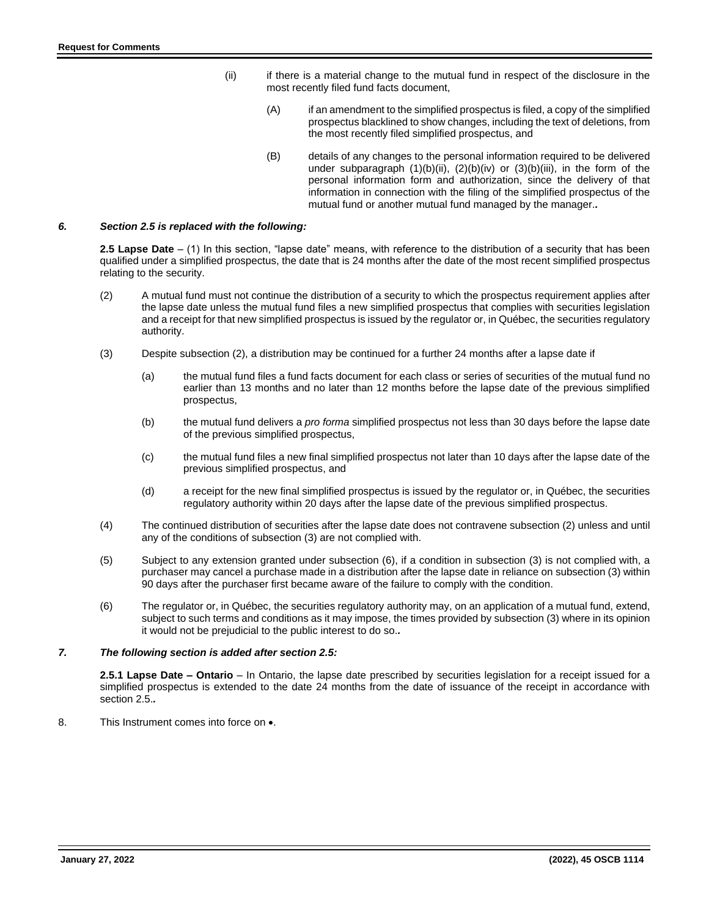(ii) if there is a material change to the mutual fund in respect of the disclosure in the most recently filed fund facts document,

(A) if an amendment to the simplified prospectus is filed, a copy of the simplified prospectus blacklined to show changes, including the text of deletions, from the most recently filed simplified prospectus, and

(B) details of any changes to the personal information required to be delivered under subparagraph (1)(b)(ii), (2)(b)(iv) or (3)(b)(iii), in the form of the personal information form and authorization, since the delivery of that information in connection with the filing of the simplified prospectus of the mutual fund or another mutual fund managed by the manager.*.*

***6. Section 2.5 is replaced with the following:***

**2.5 Lapse Date** – (1) In this section, "lapse date" means, with reference to the distribution of a security that has been qualified under a simplified prospectus, the date that is 24 months after the date of the most recent simplified prospectus relating to the security.

(2) A mutual fund must not continue the distribution of a security to which the prospectus requirement applies after the lapse date unless the mutual fund files a new simplified prospectus that complies with securities legislation and a receipt for that new simplified prospectus is issued by the regulator or, in Québec, the securities regulatory authority.

(3) Despite subsection (2), a distribution may be continued for a further 24 months after a lapse date if

(a) the mutual fund files a fund facts document for each class or series of securities of the mutual fund no earlier than 13 months and no later than 12 months before the lapse date of the previous simplified prospectus,

(b) the mutual fund delivers a *pro forma* simplified prospectus not less than 30 days before the lapse date of the previous simplified prospectus,

(c) the mutual fund files a new final simplified prospectus not later than 10 days after the lapse date of the previous simplified prospectus, and

(d) a receipt for the new final simplified prospectus is issued by the regulator or, in Québec, the securities regulatory authority within 20 days after the lapse date of the previous simplified prospectus.

(4) The continued distribution of securities after the lapse date does not contravene subsection (2) unless and until any of the conditions of subsection (3) are not complied with.

(5) Subject to any extension granted under subsection (6), if a condition in subsection (3) is not complied with, a purchaser may cancel a purchase made in a distribution after the lapse date in reliance on subsection (3) within 90 days after the purchaser first became aware of the failure to comply with the condition.

(6) The regulator or, in Québec, the securities regulatory authority may, on an application of a mutual fund, extend, subject to such terms and conditions as it may impose, the times provided by subsection (3) where in its opinion it would not be prejudicial to the public interest to do so.*.*

***7. The following section is added after section 2.5:***

**2.5.1 Lapse Date – Ontario** – In Ontario, the lapse date prescribed by securities legislation for a receipt issued for a simplified prospectus is extended to the date 24 months from the date of issuance of the receipt in accordance with section 2.5.*.*

8. This Instrument comes into force on •.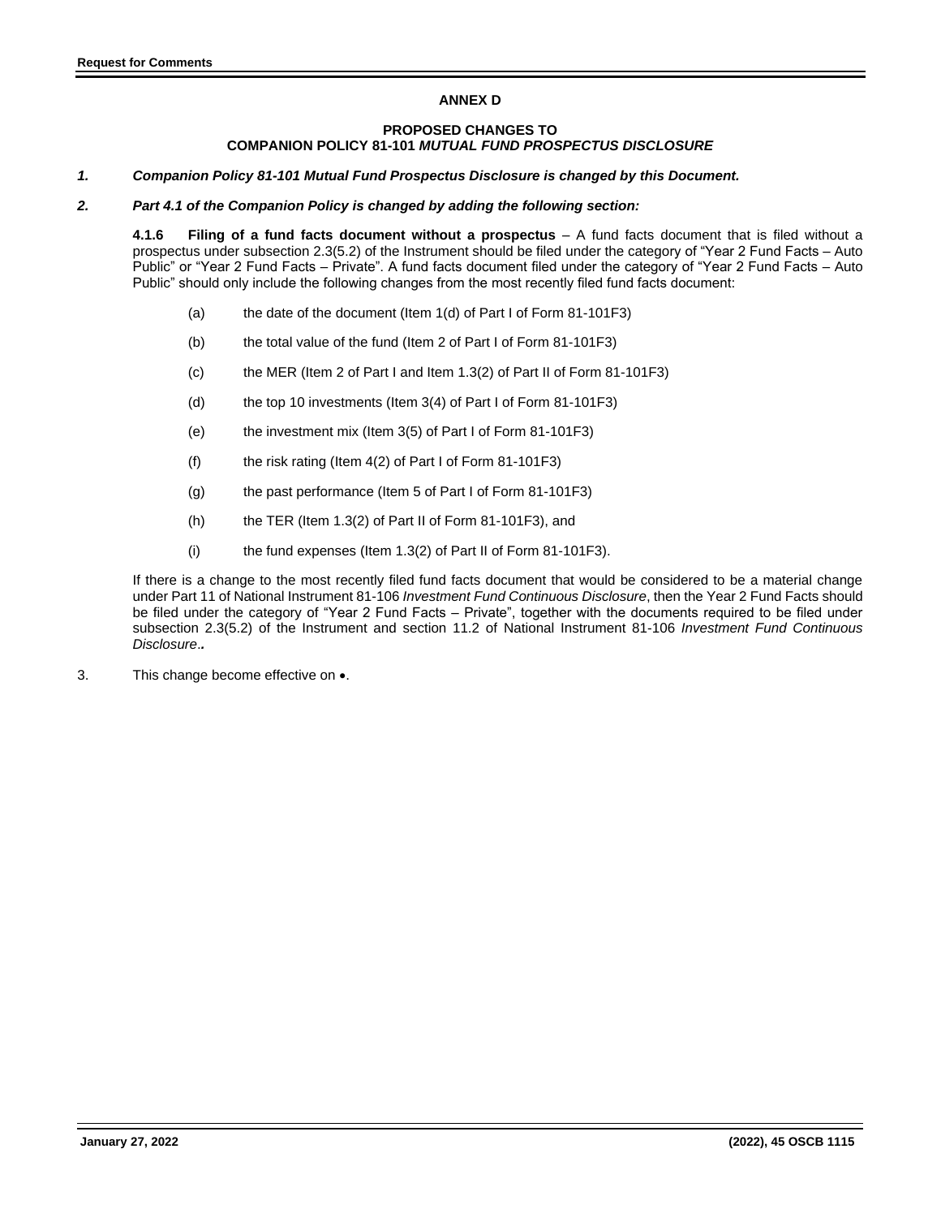## ANNEX D

### PROPOSED CHANGES TO
### COMPANION POLICY 81-101 *MUTUAL FUND PROSPECTUS DISCLOSURE*

***1. Companion Policy 81-101 Mutual Fund Prospectus Disclosure is changed by this Document.***

***2. Part 4.1 of the Companion Policy is changed by adding the following section:***

**4.1.6 Filing of a fund facts document without a prospectus** – A fund facts document that is filed without a prospectus under subsection 2.3(5.2) of the Instrument should be filed under the category of "Year 2 Fund Facts – Auto Public" or "Year 2 Fund Facts – Private". A fund facts document filed under the category of "Year 2 Fund Facts – Auto Public" should only include the following changes from the most recently filed fund facts document:

(a) the date of the document (Item 1(d) of Part I of Form 81-101F3)

(b) the total value of the fund (Item 2 of Part I of Form 81-101F3)

(c) the MER (Item 2 of Part I and Item 1.3(2) of Part II of Form 81-101F3)

(d) the top 10 investments (Item 3(4) of Part I of Form 81-101F3)

(e) the investment mix (Item 3(5) of Part I of Form 81-101F3)

(f) the risk rating (Item 4(2) of Part I of Form 81-101F3)

(g) the past performance (Item 5 of Part I of Form 81-101F3)

(h) the TER (Item 1.3(2) of Part II of Form 81-101F3), and

(i) the fund expenses (Item 1.3(2) of Part II of Form 81-101F3).

If there is a change to the most recently filed fund facts document that would be considered to be a material change under Part 11 of National Instrument 81-106 *Investment Fund Continuous Disclosure*, then the Year 2 Fund Facts should be filed under the category of "Year 2 Fund Facts – Private", together with the documents required to be filed under subsection 2.3(5.2) of the Instrument and section 11.2 of National Instrument 81-106 *Investment Fund Continuous Disclosure*.***.***

3. This change become effective on •.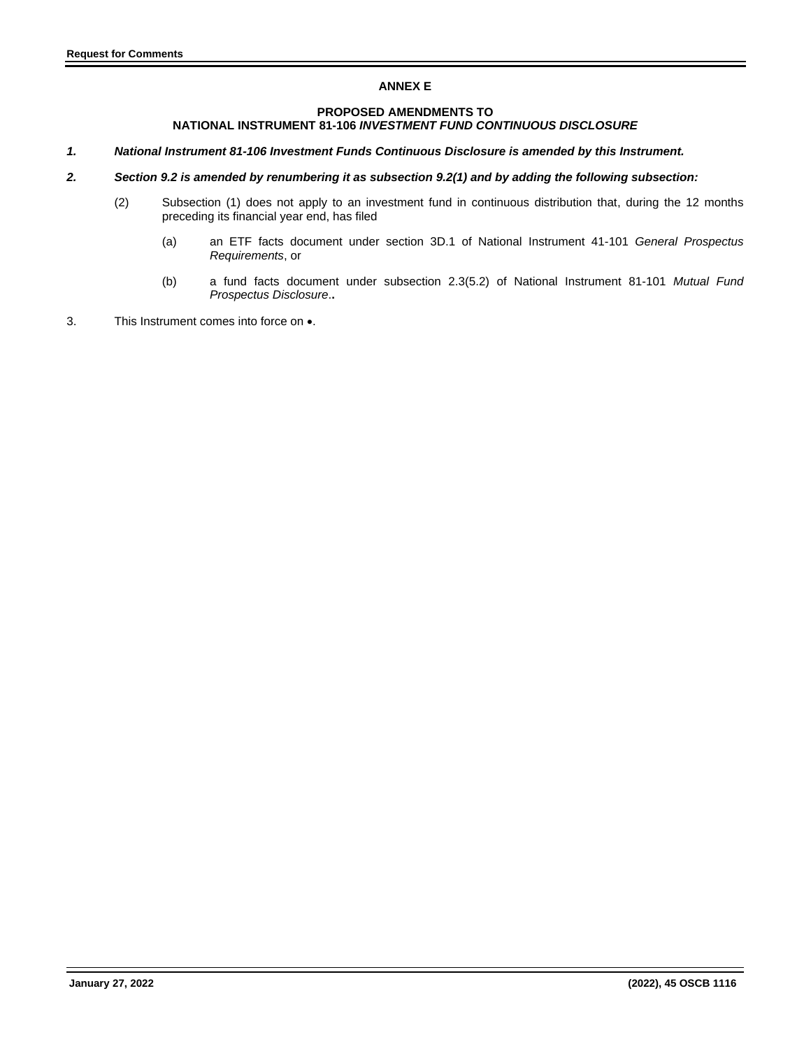## ANNEX E

### PROPOSED AMENDMENTS TO NATIONAL INSTRUMENT 81-106 *INVESTMENT FUND CONTINUOUS DISCLOSURE*

***1. National Instrument 81-106 Investment Funds Continuous Disclosure is amended by this Instrument.***

***2. Section 9.2 is amended by renumbering it as subsection 9.2(1) and by adding the following subsection:***

(2) Subsection (1) does not apply to an investment fund in continuous distribution that, during the 12 months preceding its financial year end, has filed

(a) an ETF facts document under section 3D.1 of National Instrument 41-101 *General Prospectus Requirements*, or

(b) a fund facts document under subsection 2.3(5.2) of National Instrument 81-101 *Mutual Fund Prospectus Disclosure*.**.**

3. This Instrument comes into force on •.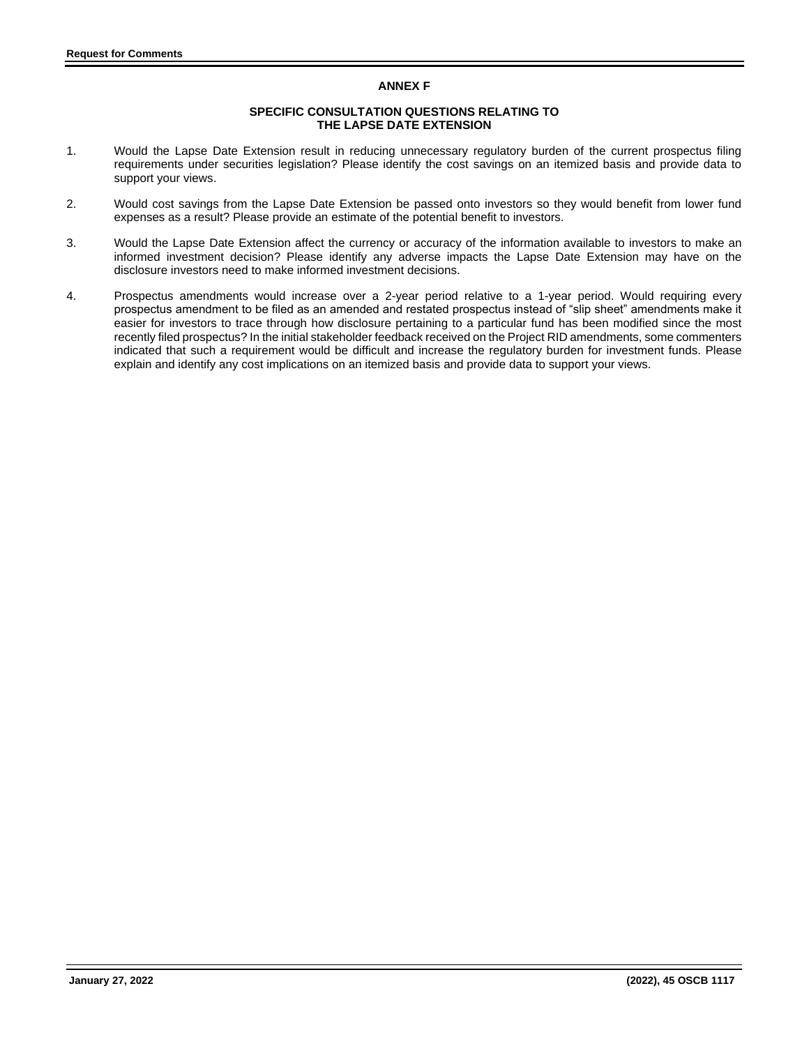## ANNEX F

### SPECIFIC CONSULTATION QUESTIONS RELATING TO THE LAPSE DATE EXTENSION

1. Would the Lapse Date Extension result in reducing unnecessary regulatory burden of the current prospectus filing requirements under securities legislation? Please identify the cost savings on an itemized basis and provide data to support your views.

2. Would cost savings from the Lapse Date Extension be passed onto investors so they would benefit from lower fund expenses as a result? Please provide an estimate of the potential benefit to investors.

3. Would the Lapse Date Extension affect the currency or accuracy of the information available to investors to make an informed investment decision? Please identify any adverse impacts the Lapse Date Extension may have on the disclosure investors need to make informed investment decisions.

4. Prospectus amendments would increase over a 2-year period relative to a 1-year period. Would requiring every prospectus amendment to be filed as an amended and restated prospectus instead of "slip sheet" amendments make it easier for investors to trace through how disclosure pertaining to a particular fund has been modified since the most recently filed prospectus? In the initial stakeholder feedback received on the Project RID amendments, some commenters indicated that such a requirement would be difficult and increase the regulatory burden for investment funds. Please explain and identify any cost implications on an itemized basis and provide data to support your views.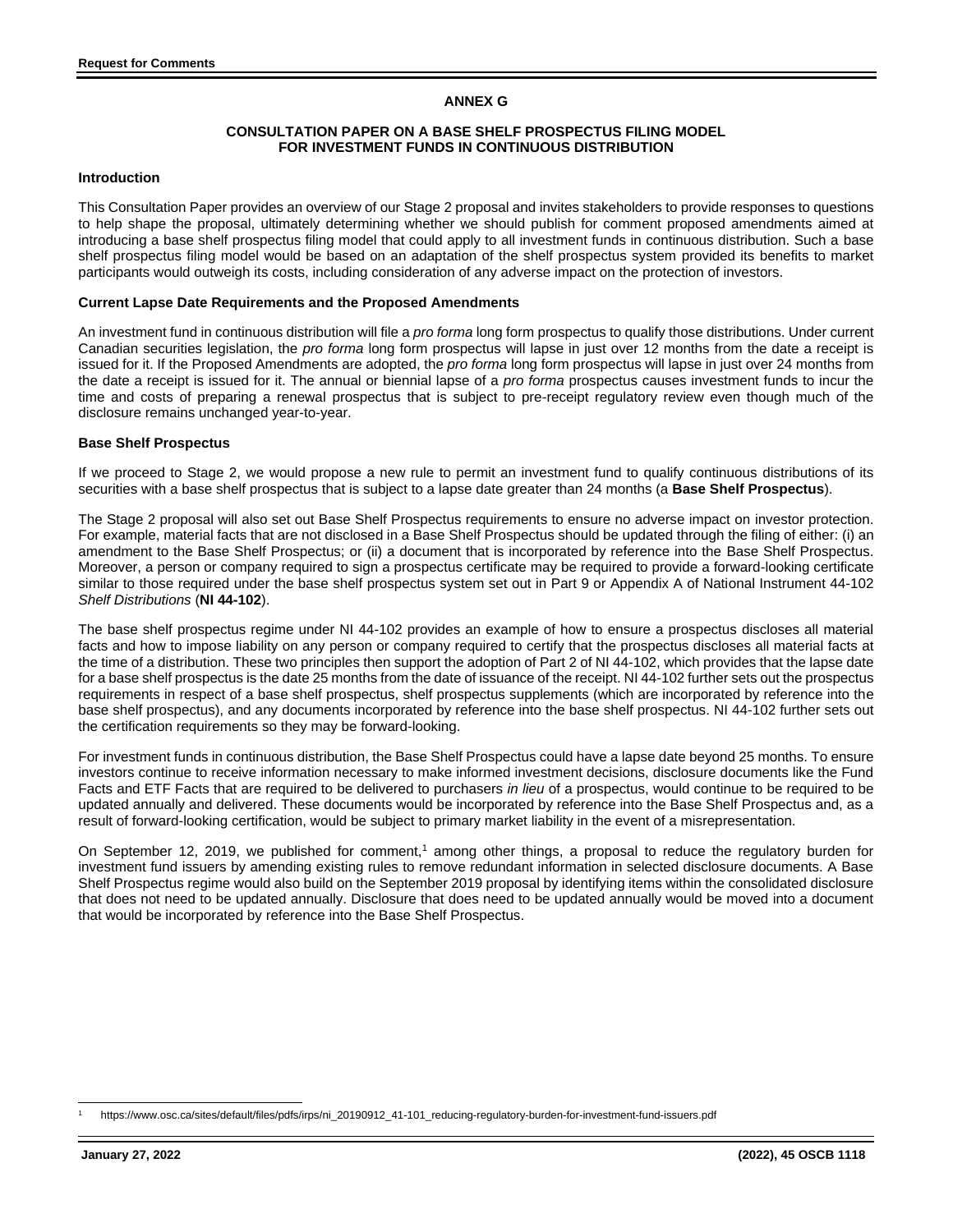## ANNEX G

### CONSULTATION PAPER ON A BASE SHELF PROSPECTUS FILING MODEL FOR INVESTMENT FUNDS IN CONTINUOUS DISTRIBUTION

**Introduction**

This Consultation Paper provides an overview of our Stage 2 proposal and invites stakeholders to provide responses to questions to help shape the proposal, ultimately determining whether we should publish for comment proposed amendments aimed at introducing a base shelf prospectus filing model that could apply to all investment funds in continuous distribution. Such a base shelf prospectus filing model would be based on an adaptation of the shelf prospectus system provided its benefits to market participants would outweigh its costs, including consideration of any adverse impact on the protection of investors.

**Current Lapse Date Requirements and the Proposed Amendments**

An investment fund in continuous distribution will file a *pro forma* long form prospectus to qualify those distributions. Under current Canadian securities legislation, the *pro forma* long form prospectus will lapse in just over 12 months from the date a receipt is issued for it. If the Proposed Amendments are adopted, the *pro forma* long form prospectus will lapse in just over 24 months from the date a receipt is issued for it. The annual or biennial lapse of a *pro forma* prospectus causes investment funds to incur the time and costs of preparing a renewal prospectus that is subject to pre-receipt regulatory review even though much of the disclosure remains unchanged year-to-year.

**Base Shelf Prospectus**

If we proceed to Stage 2, we would propose a new rule to permit an investment fund to qualify continuous distributions of its securities with a base shelf prospectus that is subject to a lapse date greater than 24 months (a **Base Shelf Prospectus**).

The Stage 2 proposal will also set out Base Shelf Prospectus requirements to ensure no adverse impact on investor protection. For example, material facts that are not disclosed in a Base Shelf Prospectus should be updated through the filing of either: (i) an amendment to the Base Shelf Prospectus; or (ii) a document that is incorporated by reference into the Base Shelf Prospectus. Moreover, a person or company required to sign a prospectus certificate may be required to provide a forward-looking certificate similar to those required under the base shelf prospectus system set out in Part 9 or Appendix A of National Instrument 44-102 *Shelf Distributions* (**NI 44-102**).

The base shelf prospectus regime under NI 44-102 provides an example of how to ensure a prospectus discloses all material facts and how to impose liability on any person or company required to certify that the prospectus discloses all material facts at the time of a distribution. These two principles then support the adoption of Part 2 of NI 44-102, which provides that the lapse date for a base shelf prospectus is the date 25 months from the date of issuance of the receipt. NI 44-102 further sets out the prospectus requirements in respect of a base shelf prospectus, shelf prospectus supplements (which are incorporated by reference into the base shelf prospectus), and any documents incorporated by reference into the base shelf prospectus. NI 44-102 further sets out the certification requirements so they may be forward-looking.

For investment funds in continuous distribution, the Base Shelf Prospectus could have a lapse date beyond 25 months. To ensure investors continue to receive information necessary to make informed investment decisions, disclosure documents like the Fund Facts and ETF Facts that are required to be delivered to purchasers *in lieu* of a prospectus, would continue to be required to be updated annually and delivered. These documents would be incorporated by reference into the Base Shelf Prospectus and, as a result of forward-looking certification, would be subject to primary market liability in the event of a misrepresentation.

On September 12, 2019, we published for comment,[1] among other things, a proposal to reduce the regulatory burden for investment fund issuers by amending existing rules to remove redundant information in selected disclosure documents. A Base Shelf Prospectus regime would also build on the September 2019 proposal by identifying items within the consolidated disclosure that does not need to be updated annually. Disclosure that does need to be updated annually would be moved into a document that would be incorporated by reference into the Base Shelf Prospectus.

[1] https://www.osc.ca/sites/default/files/pdfs/irps/ni_20190912_41-101_reducing-regulatory-burden-for-investment-fund-issuers.pdf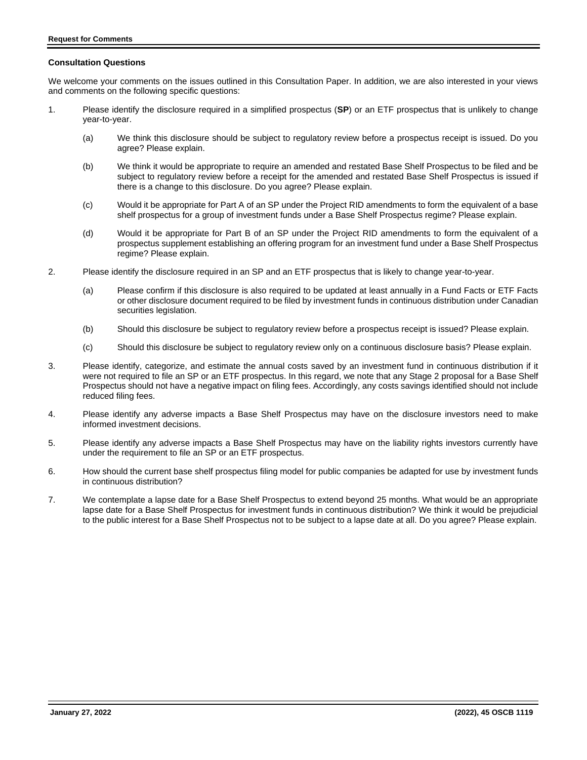**Consultation Questions**

We welcome your comments on the issues outlined in this Consultation Paper. In addition, we are also interested in your views and comments on the following specific questions:

1. Please identify the disclosure required in a simplified prospectus (**SP**) or an ETF prospectus that is unlikely to change year-to-year.

   (a) We think this disclosure should be subject to regulatory review before a prospectus receipt is issued. Do you agree? Please explain.

   (b) We think it would be appropriate to require an amended and restated Base Shelf Prospectus to be filed and be subject to regulatory review before a receipt for the amended and restated Base Shelf Prospectus is issued if there is a change to this disclosure. Do you agree? Please explain.

   (c) Would it be appropriate for Part A of an SP under the Project RID amendments to form the equivalent of a base shelf prospectus for a group of investment funds under a Base Shelf Prospectus regime? Please explain.

   (d) Would it be appropriate for Part B of an SP under the Project RID amendments to form the equivalent of a prospectus supplement establishing an offering program for an investment fund under a Base Shelf Prospectus regime? Please explain.

2. Please identify the disclosure required in an SP and an ETF prospectus that is likely to change year-to-year.

   (a) Please confirm if this disclosure is also required to be updated at least annually in a Fund Facts or ETF Facts or other disclosure document required to be filed by investment funds in continuous distribution under Canadian securities legislation.

   (b) Should this disclosure be subject to regulatory review before a prospectus receipt is issued? Please explain.

   (c) Should this disclosure be subject to regulatory review only on a continuous disclosure basis? Please explain.

3. Please identify, categorize, and estimate the annual costs saved by an investment fund in continuous distribution if it were not required to file an SP or an ETF prospectus. In this regard, we note that any Stage 2 proposal for a Base Shelf Prospectus should not have a negative impact on filing fees. Accordingly, any costs savings identified should not include reduced filing fees.

4. Please identify any adverse impacts a Base Shelf Prospectus may have on the disclosure investors need to make informed investment decisions.

5. Please identify any adverse impacts a Base Shelf Prospectus may have on the liability rights investors currently have under the requirement to file an SP or an ETF prospectus.

6. How should the current base shelf prospectus filing model for public companies be adapted for use by investment funds in continuous distribution?

7. We contemplate a lapse date for a Base Shelf Prospectus to extend beyond 25 months. What would be an appropriate lapse date for a Base Shelf Prospectus for investment funds in continuous distribution? We think it would be prejudicial to the public interest for a Base Shelf Prospectus not to be subject to a lapse date at all. Do you agree? Please explain.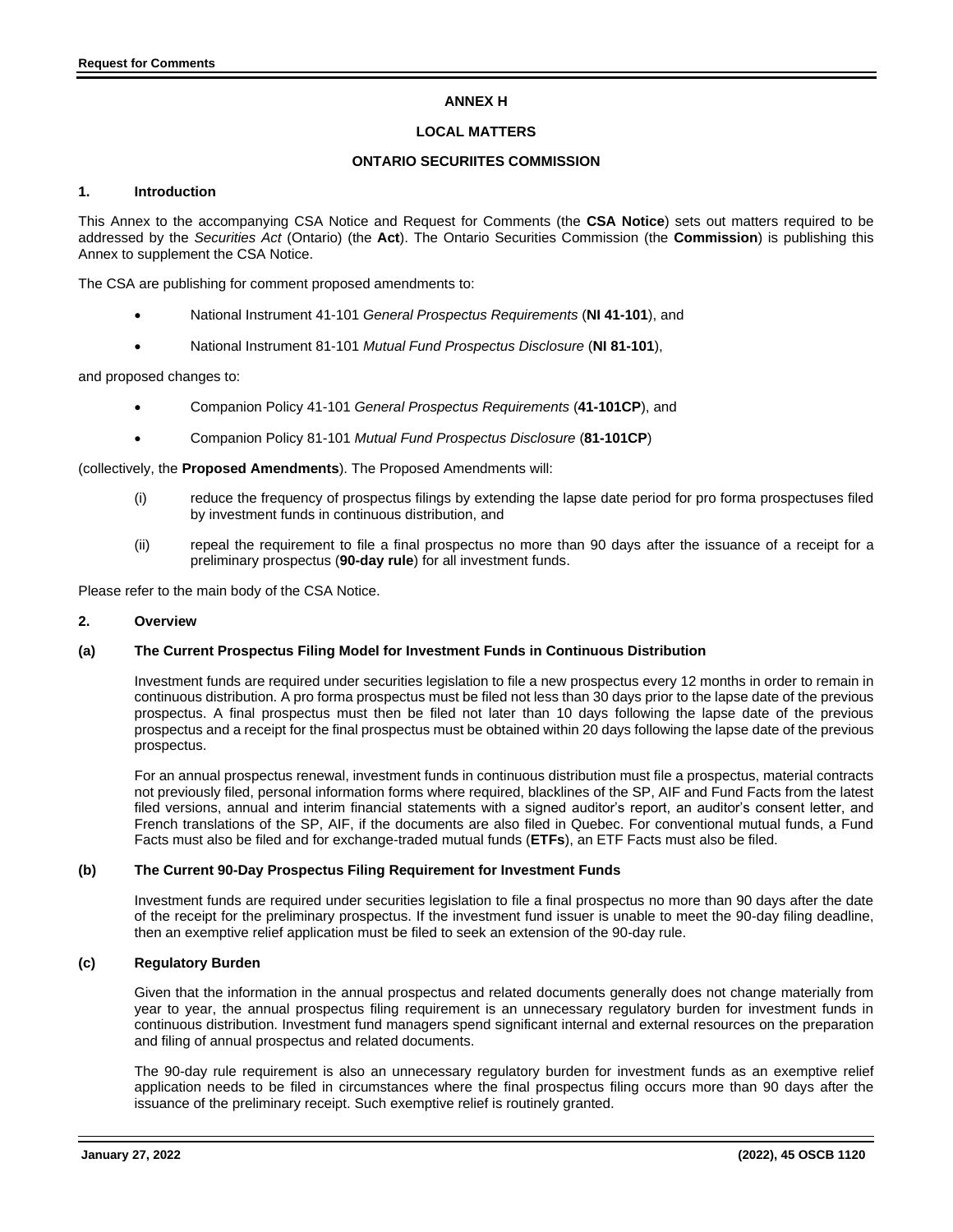**ANNEX H**

**LOCAL MATTERS**

**ONTARIO SECURIITES COMMISSION**

## 1. Introduction

This Annex to the accompanying CSA Notice and Request for Comments (the **CSA Notice**) sets out matters required to be addressed by the *Securities Act* (Ontario) (the **Act**). The Ontario Securities Commission (the **Commission**) is publishing this Annex to supplement the CSA Notice.

The CSA are publishing for comment proposed amendments to:

- National Instrument 41-101 *General Prospectus Requirements* (**NI 41-101**), and
- National Instrument 81-101 *Mutual Fund Prospectus Disclosure* (**NI 81-101**),

and proposed changes to:

- Companion Policy 41-101 *General Prospectus Requirements* (**41-101CP**), and
- Companion Policy 81-101 *Mutual Fund Prospectus Disclosure* (**81-101CP**)

(collectively, the **Proposed Amendments**). The Proposed Amendments will:

(i) reduce the frequency of prospectus filings by extending the lapse date period for pro forma prospectuses filed by investment funds in continuous distribution, and

(ii) repeal the requirement to file a final prospectus no more than 90 days after the issuance of a receipt for a preliminary prospectus (**90-day rule**) for all investment funds.

Please refer to the main body of the CSA Notice.

## 2. Overview

### (a) The Current Prospectus Filing Model for Investment Funds in Continuous Distribution

Investment funds are required under securities legislation to file a new prospectus every 12 months in order to remain in continuous distribution. A pro forma prospectus must be filed not less than 30 days prior to the lapse date of the previous prospectus. A final prospectus must then be filed not later than 10 days following the lapse date of the previous prospectus and a receipt for the final prospectus must be obtained within 20 days following the lapse date of the previous prospectus.

For an annual prospectus renewal, investment funds in continuous distribution must file a prospectus, material contracts not previously filed, personal information forms where required, blacklines of the SP, AIF and Fund Facts from the latest filed versions, annual and interim financial statements with a signed auditor's report, an auditor's consent letter, and French translations of the SP, AIF, if the documents are also filed in Quebec. For conventional mutual funds, a Fund Facts must also be filed and for exchange-traded mutual funds (**ETFs**), an ETF Facts must also be filed.

### (b) The Current 90-Day Prospectus Filing Requirement for Investment Funds

Investment funds are required under securities legislation to file a final prospectus no more than 90 days after the date of the receipt for the preliminary prospectus. If the investment fund issuer is unable to meet the 90-day filing deadline, then an exemptive relief application must be filed to seek an extension of the 90-day rule.

### (c) Regulatory Burden

Given that the information in the annual prospectus and related documents generally does not change materially from year to year, the annual prospectus filing requirement is an unnecessary regulatory burden for investment funds in continuous distribution. Investment fund managers spend significant internal and external resources on the preparation and filing of annual prospectus and related documents.

The 90-day rule requirement is also an unnecessary regulatory burden for investment funds as an exemptive relief application needs to be filed in circumstances where the final prospectus filing occurs more than 90 days after the issuance of the preliminary receipt. Such exemptive relief is routinely granted.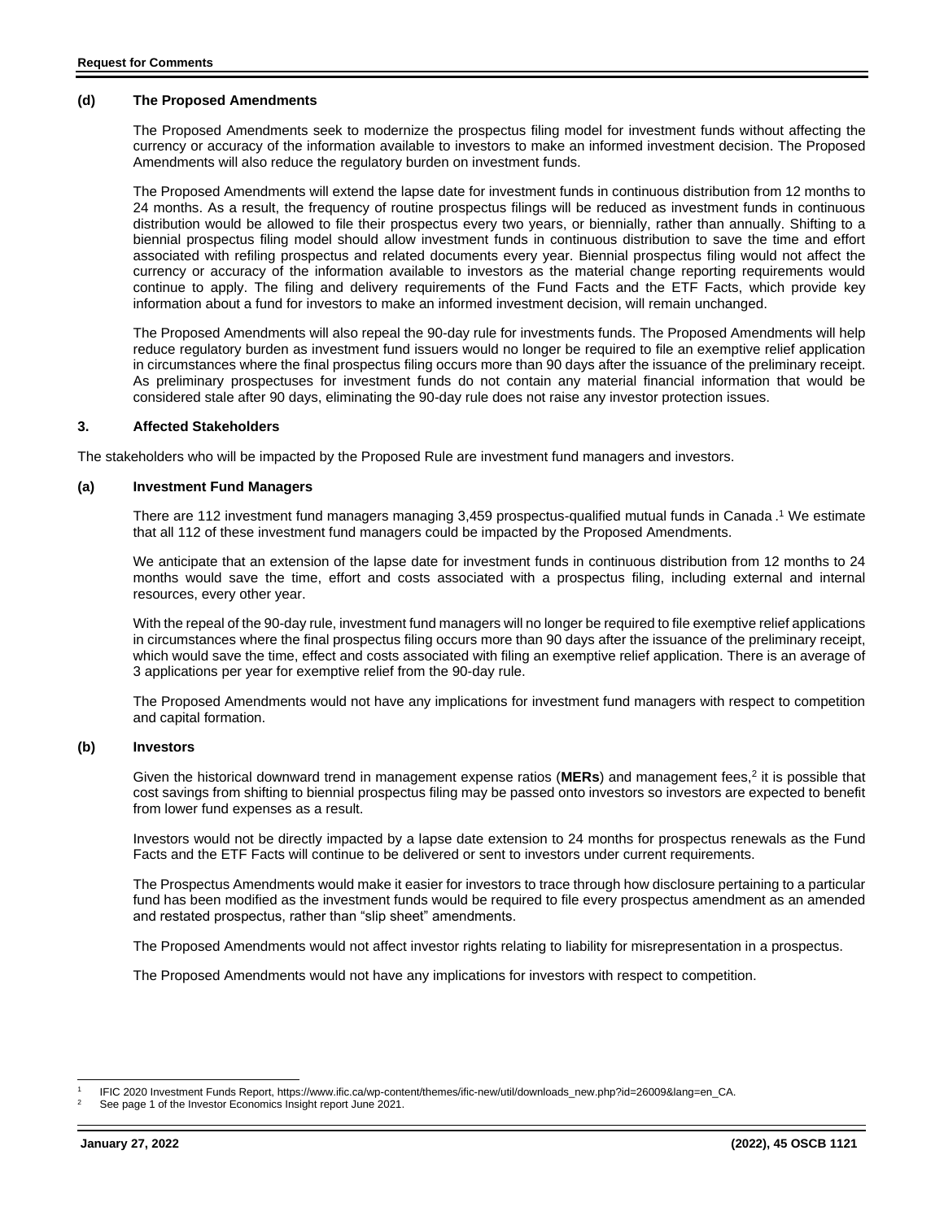### (d) The Proposed Amendments

The Proposed Amendments seek to modernize the prospectus filing model for investment funds without affecting the currency or accuracy of the information available to investors to make an informed investment decision. The Proposed Amendments will also reduce the regulatory burden on investment funds.

The Proposed Amendments will extend the lapse date for investment funds in continuous distribution from 12 months to 24 months. As a result, the frequency of routine prospectus filings will be reduced as investment funds in continuous distribution would be allowed to file their prospectus every two years, or biennially, rather than annually. Shifting to a biennial prospectus filing model should allow investment funds in continuous distribution to save the time and effort associated with refiling prospectus and related documents every year. Biennial prospectus filing would not affect the currency or accuracy of the information available to investors as the material change reporting requirements would continue to apply. The filing and delivery requirements of the Fund Facts and the ETF Facts, which provide key information about a fund for investors to make an informed investment decision, will remain unchanged.

The Proposed Amendments will also repeal the 90-day rule for investments funds. The Proposed Amendments will help reduce regulatory burden as investment fund issuers would no longer be required to file an exemptive relief application in circumstances where the final prospectus filing occurs more than 90 days after the issuance of the preliminary receipt. As preliminary prospectuses for investment funds do not contain any material financial information that would be considered stale after 90 days, eliminating the 90-day rule does not raise any investor protection issues.

## 3. Affected Stakeholders

The stakeholders who will be impacted by the Proposed Rule are investment fund managers and investors.

### (a) Investment Fund Managers

There are 112 investment fund managers managing 3,459 prospectus-qualified mutual funds in Canada .[1] We estimate that all 112 of these investment fund managers could be impacted by the Proposed Amendments.

We anticipate that an extension of the lapse date for investment funds in continuous distribution from 12 months to 24 months would save the time, effort and costs associated with a prospectus filing, including external and internal resources, every other year.

With the repeal of the 90-day rule, investment fund managers will no longer be required to file exemptive relief applications in circumstances where the final prospectus filing occurs more than 90 days after the issuance of the preliminary receipt, which would save the time, effect and costs associated with filing an exemptive relief application. There is an average of 3 applications per year for exemptive relief from the 90-day rule.

The Proposed Amendments would not have any implications for investment fund managers with respect to competition and capital formation.

### (b) Investors

Given the historical downward trend in management expense ratios (**MERs**) and management fees,[2] it is possible that cost savings from shifting to biennial prospectus filing may be passed onto investors so investors are expected to benefit from lower fund expenses as a result.

Investors would not be directly impacted by a lapse date extension to 24 months for prospectus renewals as the Fund Facts and the ETF Facts will continue to be delivered or sent to investors under current requirements.

The Prospectus Amendments would make it easier for investors to trace through how disclosure pertaining to a particular fund has been modified as the investment funds would be required to file every prospectus amendment as an amended and restated prospectus, rather than "slip sheet" amendments.

The Proposed Amendments would not affect investor rights relating to liability for misrepresentation in a prospectus.

The Proposed Amendments would not have any implications for investors with respect to competition.

---

[1] IFIC 2020 Investment Funds Report, https://www.ific.ca/wp-content/themes/ific-new/util/downloads_new.php?id=26009&lang=en_CA.

[2] See page 1 of the Investor Economics Insight report June 2021.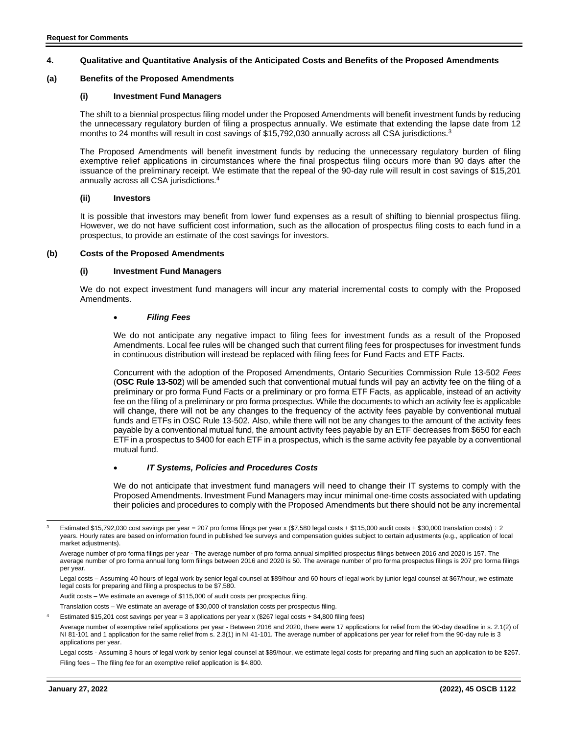## 4. Qualitative and Quantitative Analysis of the Anticipated Costs and Benefits of the Proposed Amendments

### (a) Benefits of the Proposed Amendments

#### (i) Investment Fund Managers

The shift to a biennial prospectus filing model under the Proposed Amendments will benefit investment funds by reducing the unnecessary regulatory burden of filing a prospectus annually. We estimate that extending the lapse date from 12 months to 24 months will result in cost savings of $15,792,030 annually across all CSA jurisdictions.[3]

The Proposed Amendments will benefit investment funds by reducing the unnecessary regulatory burden of filing exemptive relief applications in circumstances where the final prospectus filing occurs more than 90 days after the issuance of the preliminary receipt. We estimate that the repeal of the 90-day rule will result in cost savings of $15,201 annually across all CSA jurisdictions.[4]

#### (ii) Investors

It is possible that investors may benefit from lower fund expenses as a result of shifting to biennial prospectus filing. However, we do not have sufficient cost information, such as the allocation of prospectus filing costs to each fund in a prospectus, to provide an estimate of the cost savings for investors.

### (b) Costs of the Proposed Amendments

#### (i) Investment Fund Managers

We do not expect investment fund managers will incur any material incremental costs to comply with the Proposed Amendments.

- ***Filing Fees***

We do not anticipate any negative impact to filing fees for investment funds as a result of the Proposed Amendments. Local fee rules will be changed such that current filing fees for prospectuses for investment funds in continuous distribution will instead be replaced with filing fees for Fund Facts and ETF Facts.

Concurrent with the adoption of the Proposed Amendments, Ontario Securities Commission Rule 13-502 *Fees* (**OSC Rule 13-502**) will be amended such that conventional mutual funds will pay an activity fee on the filing of a preliminary or pro forma Fund Facts or a preliminary or pro forma ETF Facts, as applicable, instead of an activity fee on the filing of a preliminary or pro forma prospectus. While the documents to which an activity fee is applicable will change, there will not be any changes to the frequency of the activity fees payable by conventional mutual funds and ETFs in OSC Rule 13-502. Also, while there will not be any changes to the amount of the activity fees payable by a conventional mutual fund, the amount activity fees payable by an ETF decreases from $650 for each ETF in a prospectus to $400 for each ETF in a prospectus, which is the same activity fee payable by a conventional mutual fund.

- ***IT Systems, Policies and Procedures Costs***

We do not anticipate that investment fund managers will need to change their IT systems to comply with the Proposed Amendments. Investment Fund Managers may incur minimal one-time costs associated with updating their policies and procedures to comply with the Proposed Amendments but there should not be any incremental

---

[3] Estimated $15,792,030 cost savings per year = 207 pro forma filings per year x ($7,580 legal costs + $115,000 audit costs + $30,000 translation costs) ÷ 2 years. Hourly rates are based on information found in published fee surveys and compensation guides subject to certain adjustments (e.g., application of local market adjustments).

Average number of pro forma filings per year - The average number of pro forma annual simplified prospectus filings between 2016 and 2020 is 157. The average number of pro forma annual long form filings between 2016 and 2020 is 50. The average number of pro forma prospectus filings is 207 pro forma filings per year.

Legal costs – Assuming 40 hours of legal work by senior legal counsel at $89/hour and 60 hours of legal work by junior legal counsel at $67/hour, we estimate legal costs for preparing and filing a prospectus to be $7,580.

Audit costs – We estimate an average of $115,000 of audit costs per prospectus filing.

Translation costs – We estimate an average of $30,000 of translation costs per prospectus filing.

[4] Estimated $15,201 cost savings per year = 3 applications per year x ($267 legal costs + $4,800 filing fees)

Average number of exemptive relief applications per year - Between 2016 and 2020, there were 17 applications for relief from the 90-day deadline in s. 2.1(2) of NI 81-101 and 1 application for the same relief from s. 2.3(1) in NI 41-101. The average number of applications per year for relief from the 90-day rule is 3 applications per year.

Legal costs - Assuming 3 hours of legal work by senior legal counsel at $89/hour, we estimate legal costs for preparing and filing such an application to be $267.

Filing fees – The filing fee for an exemptive relief application is $4,800.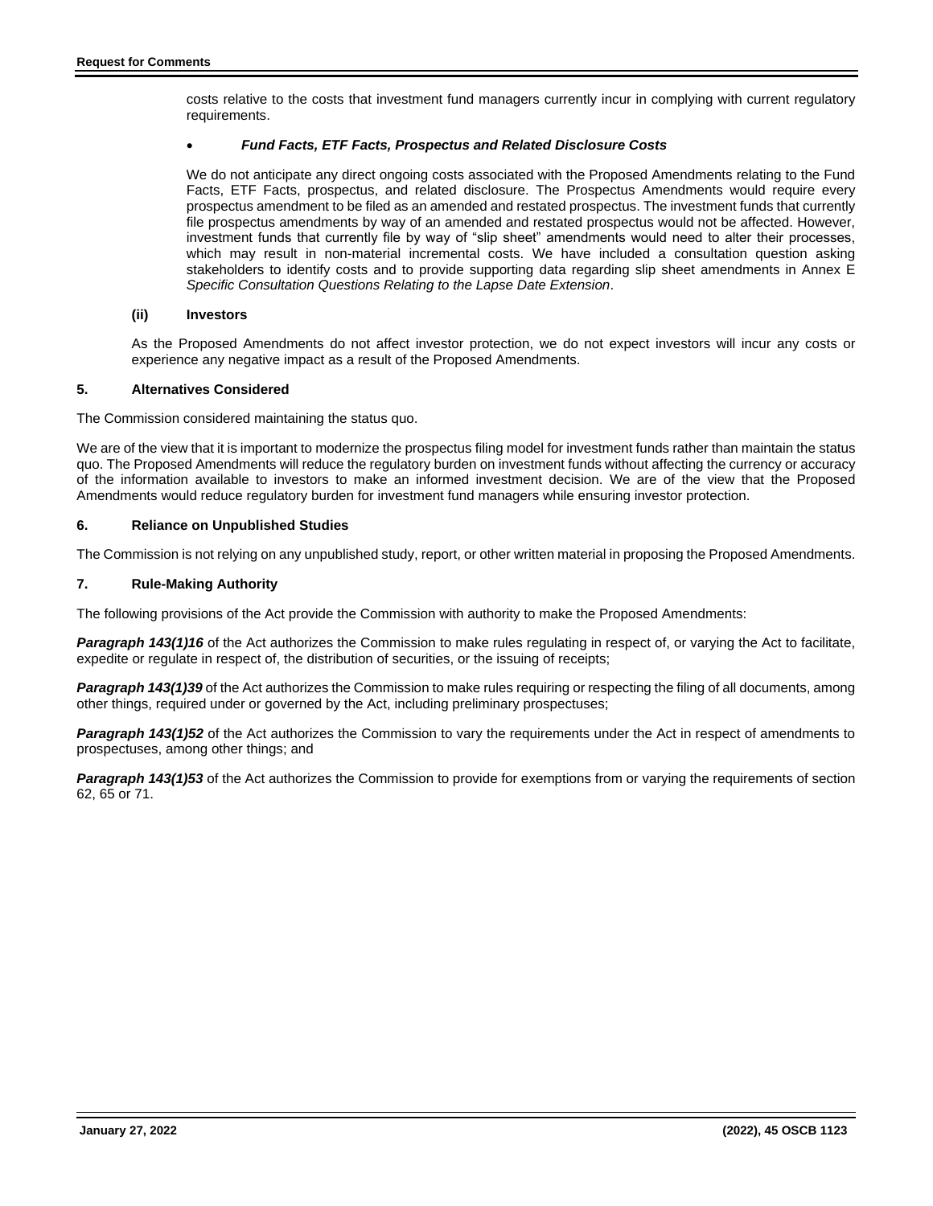costs relative to the costs that investment fund managers currently incur in complying with current regulatory requirements.

- ***Fund Facts, ETF Facts, Prospectus and Related Disclosure Costs***

We do not anticipate any direct ongoing costs associated with the Proposed Amendments relating to the Fund Facts, ETF Facts, prospectus, and related disclosure. The Prospectus Amendments would require every prospectus amendment to be filed as an amended and restated prospectus. The investment funds that currently file prospectus amendments by way of an amended and restated prospectus would not be affected. However, investment funds that currently file by way of "slip sheet" amendments would need to alter their processes, which may result in non-material incremental costs. We have included a consultation question asking stakeholders to identify costs and to provide supporting data regarding slip sheet amendments in Annex E *Specific Consultation Questions Relating to the Lapse Date Extension*.

**(ii) Investors**

As the Proposed Amendments do not affect investor protection, we do not expect investors will incur any costs or experience any negative impact as a result of the Proposed Amendments.

### 5. Alternatives Considered

The Commission considered maintaining the status quo.

We are of the view that it is important to modernize the prospectus filing model for investment funds rather than maintain the status quo. The Proposed Amendments will reduce the regulatory burden on investment funds without affecting the currency or accuracy of the information available to investors to make an informed investment decision. We are of the view that the Proposed Amendments would reduce regulatory burden for investment fund managers while ensuring investor protection.

### 6. Reliance on Unpublished Studies

The Commission is not relying on any unpublished study, report, or other written material in proposing the Proposed Amendments.

### 7. Rule-Making Authority

The following provisions of the Act provide the Commission with authority to make the Proposed Amendments:

***Paragraph 143(1)16*** of the Act authorizes the Commission to make rules regulating in respect of, or varying the Act to facilitate, expedite or regulate in respect of, the distribution of securities, or the issuing of receipts;

***Paragraph 143(1)39*** of the Act authorizes the Commission to make rules requiring or respecting the filing of all documents, among other things, required under or governed by the Act, including preliminary prospectuses;

***Paragraph 143(1)52*** of the Act authorizes the Commission to vary the requirements under the Act in respect of amendments to prospectuses, among other things; and

***Paragraph 143(1)53*** of the Act authorizes the Commission to provide for exemptions from or varying the requirements of section 62, 65 or 71.